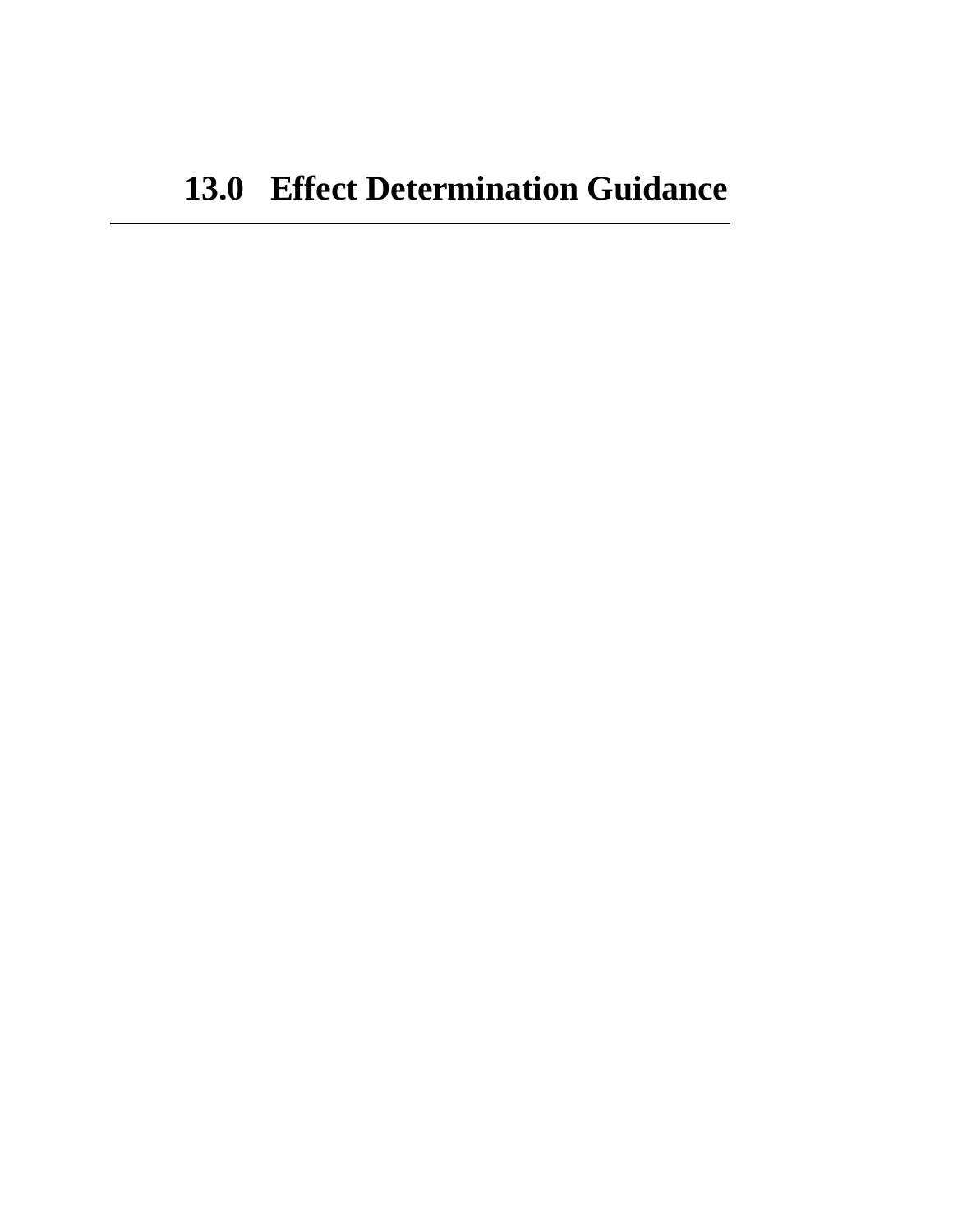# 13.0 Effect Determination Guidance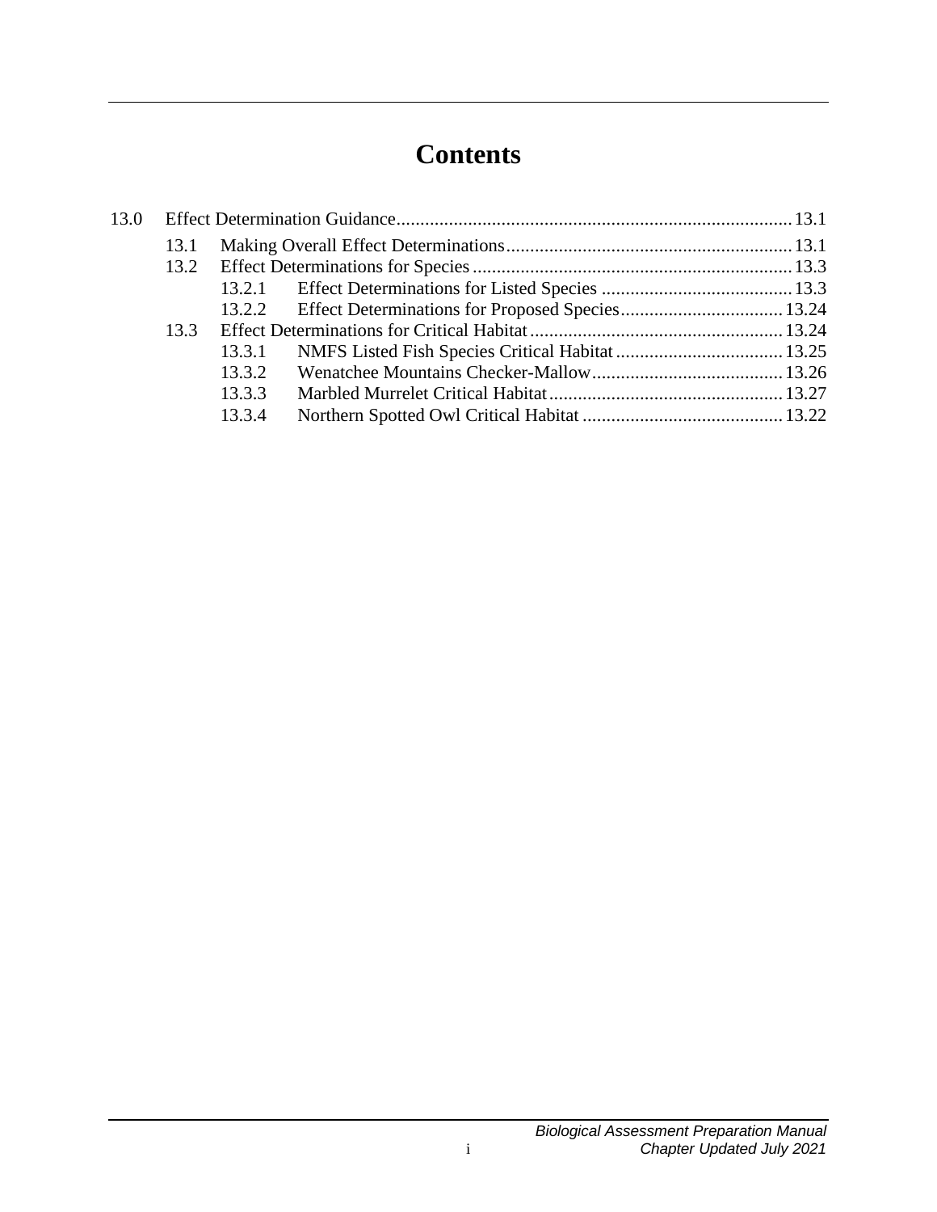# Contents

13.0 Effect Determination Guidance ..................................................................................... 13.1

- 13.1 Making Overall Effect Determinations ................................................................ 13.1
- 13.2 Effect Determinations for Species ........................................................................ 13.3
  - 13.2.1 Effect Determinations for Listed Species ........................................ 13.3
  - 13.2.2 Effect Determinations for Proposed Species .................................. 13.24
- 13.3 Effect Determinations for Critical Habitat ......................................................... 13.24
  - 13.3.1 NMFS Listed Fish Species Critical Habitat ................................... 13.25
  - 13.3.2 Wenatchee Mountains Checker-Mallow ........................................ 13.26
  - 13.3.3 Marbled Murrelet Critical Habitat ................................................. 13.27
  - 13.3.4 Northern Spotted Owl Critical Habitat .......................................... 13.22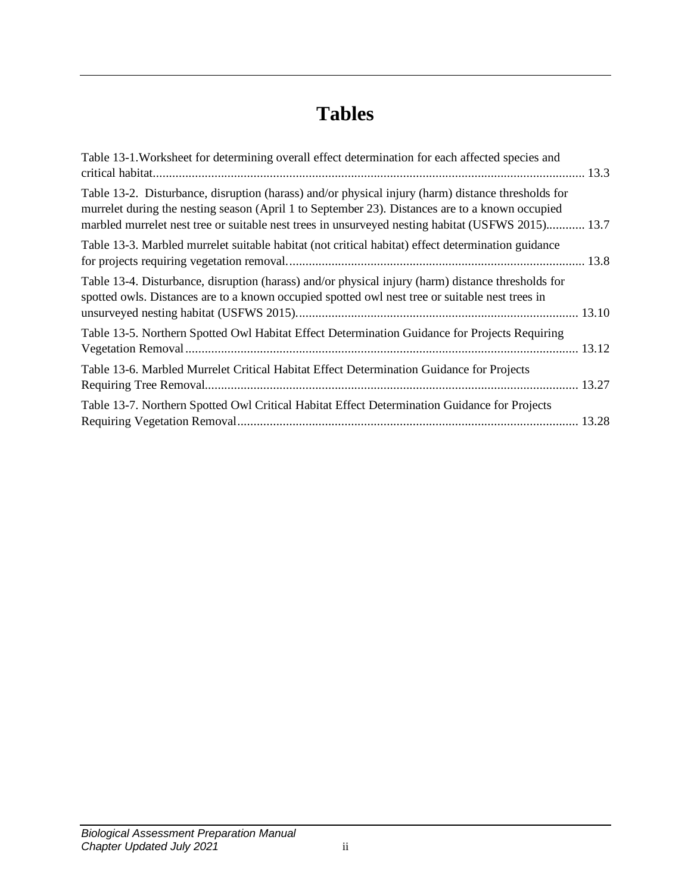# Tables

Table 13-1.Worksheet for determining overall effect determination for each affected species and critical habitat.................................................................................................................................... 13.3

Table 13-2. Disturbance, disruption (harass) and/or physical injury (harm) distance thresholds for murrelet during the nesting season (April 1 to September 23). Distances are to a known occupied marbled murrelet nest tree or suitable nest trees in unsurveyed nesting habitat (USFWS 2015)............ 13.7

Table 13-3. Marbled murrelet suitable habitat (not critical habitat) effect determination guidance for projects requiring vegetation removal. .......................................................................................... 13.8

Table 13-4. Disturbance, disruption (harass) and/or physical injury (harm) distance thresholds for spotted owls. Distances are to a known occupied spotted owl nest tree or suitable nest trees in unsurveyed nesting habitat (USFWS 2015)....................................................................................... 13.10

Table 13-5. Northern Spotted Owl Habitat Effect Determination Guidance for Projects Requiring Vegetation Removal........................................................................................................................ 13.12

Table 13-6. Marbled Murrelet Critical Habitat Effect Determination Guidance for Projects Requiring Tree Removal.................................................................................................................. 13.27

Table 13-7. Northern Spotted Owl Critical Habitat Effect Determination Guidance for Projects Requiring Vegetation Removal......................................................................................................... 13.28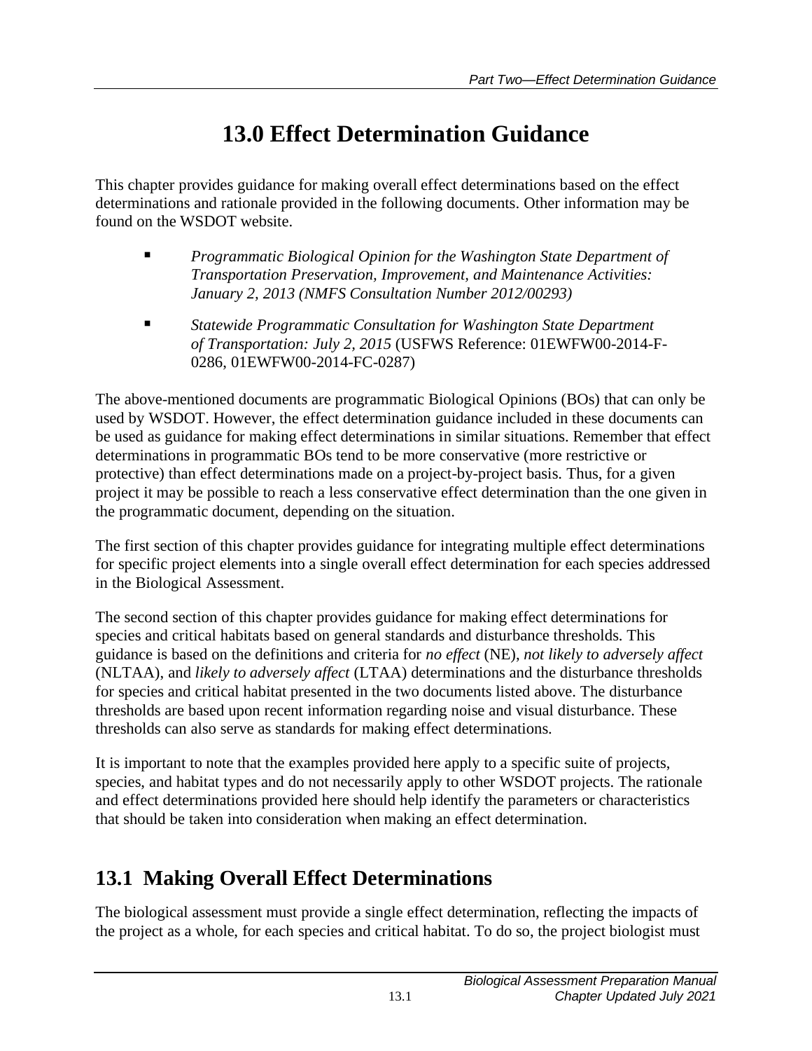# 13.0 Effect Determination Guidance

This chapter provides guidance for making overall effect determinations based on the effect determinations and rationale provided in the following documents. Other information may be found on the WSDOT website.

- *Programmatic Biological Opinion for the Washington State Department of Transportation Preservation, Improvement, and Maintenance Activities: January 2, 2013 (NMFS Consultation Number 2012/00293)*
- *Statewide Programmatic Consultation for Washington State Department of Transportation: July 2, 2015* (USFWS Reference: 01EWFW00-2014-F-0286, 01EWFW00-2014-FC-0287)

The above-mentioned documents are programmatic Biological Opinions (BOs) that can only be used by WSDOT. However, the effect determination guidance included in these documents can be used as guidance for making effect determinations in similar situations. Remember that effect determinations in programmatic BOs tend to be more conservative (more restrictive or protective) than effect determinations made on a project-by-project basis. Thus, for a given project it may be possible to reach a less conservative effect determination than the one given in the programmatic document, depending on the situation.

The first section of this chapter provides guidance for integrating multiple effect determinations for specific project elements into a single overall effect determination for each species addressed in the Biological Assessment.

The second section of this chapter provides guidance for making effect determinations for species and critical habitats based on general standards and disturbance thresholds. This guidance is based on the definitions and criteria for *no effect* (NE), *not likely to adversely affect* (NLTAA), and *likely to adversely affect* (LTAA) determinations and the disturbance thresholds for species and critical habitat presented in the two documents listed above. The disturbance thresholds are based upon recent information regarding noise and visual disturbance. These thresholds can also serve as standards for making effect determinations.

It is important to note that the examples provided here apply to a specific suite of projects, species, and habitat types and do not necessarily apply to other WSDOT projects. The rationale and effect determinations provided here should help identify the parameters or characteristics that should be taken into consideration when making an effect determination.

## 13.1 Making Overall Effect Determinations

The biological assessment must provide a single effect determination, reflecting the impacts of the project as a whole, for each species and critical habitat. To do so, the project biologist must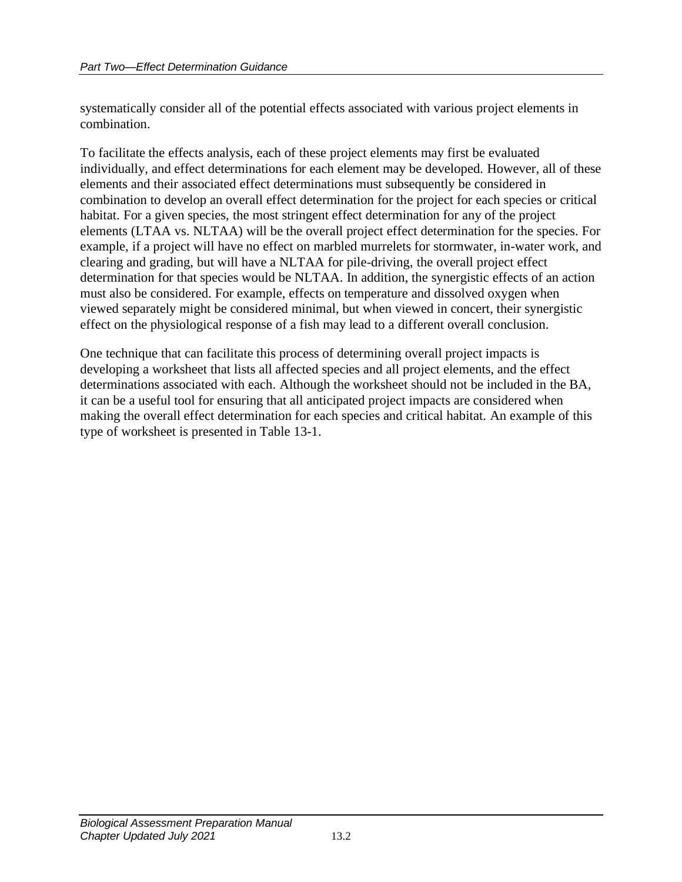systematically consider all of the potential effects associated with various project elements in combination.

To facilitate the effects analysis, each of these project elements may first be evaluated individually, and effect determinations for each element may be developed. However, all of these elements and their associated effect determinations must subsequently be considered in combination to develop an overall effect determination for the project for each species or critical habitat. For a given species, the most stringent effect determination for any of the project elements (LTAA vs. NLTAA) will be the overall project effect determination for the species. For example, if a project will have no effect on marbled murrelets for stormwater, in-water work, and clearing and grading, but will have a NLTAA for pile-driving, the overall project effect determination for that species would be NLTAA. In addition, the synergistic effects of an action must also be considered. For example, effects on temperature and dissolved oxygen when viewed separately might be considered minimal, but when viewed in concert, their synergistic effect on the physiological response of a fish may lead to a different overall conclusion.

One technique that can facilitate this process of determining overall project impacts is developing a worksheet that lists all affected species and all project elements, and the effect determinations associated with each. Although the worksheet should not be included in the BA, it can be a useful tool for ensuring that all anticipated project impacts are considered when making the overall effect determination for each species and critical habitat. An example of this type of worksheet is presented in Table 13-1.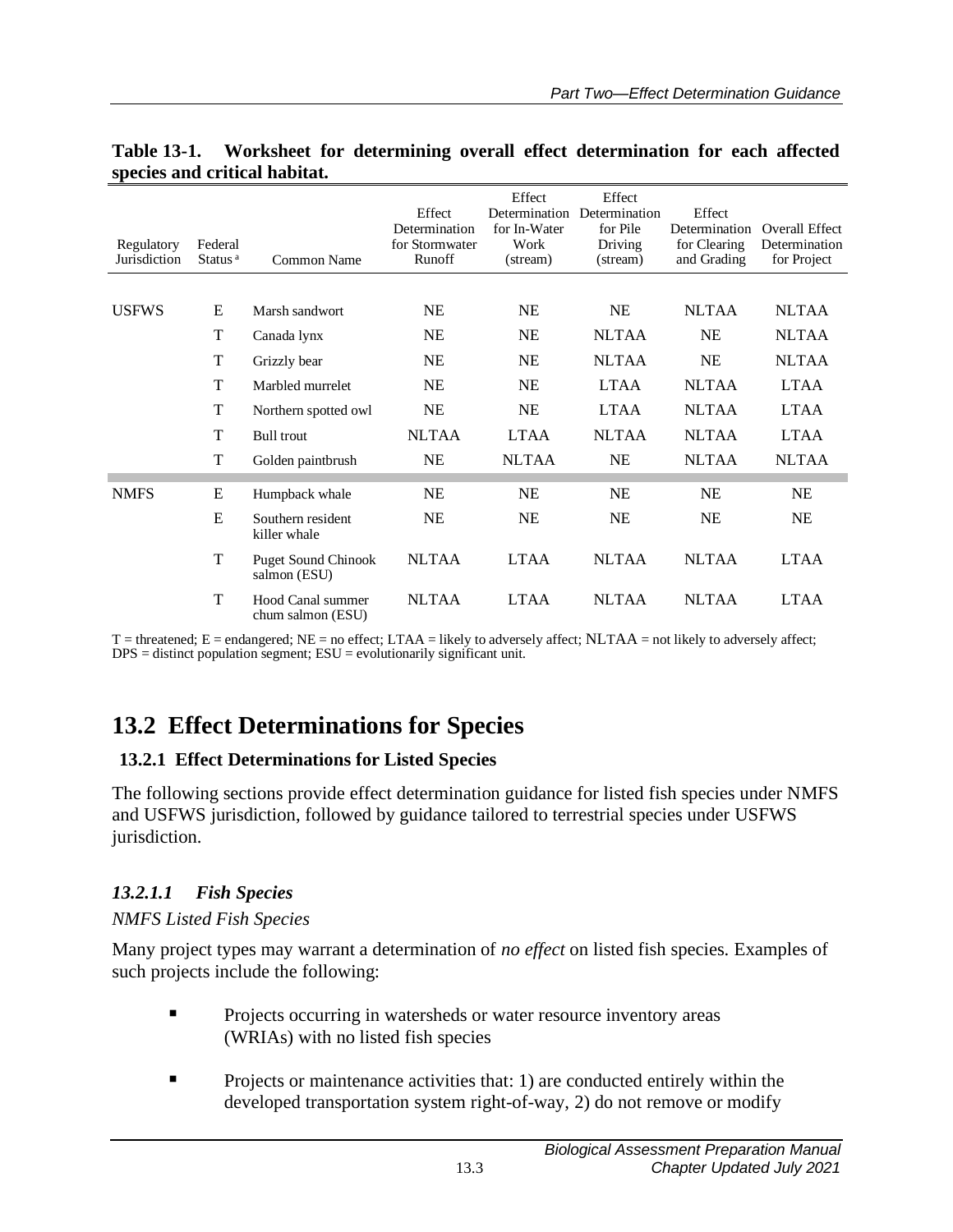**Table 13-1. Worksheet for determining overall effect determination for each affected species and critical habitat.**

| Regulatory Jurisdiction | Federal Status [a] | Common Name | Effect Determination for Stormwater Runoff | Effect Determination for In-Water Work (stream) | Effect Determination for Pile Driving (stream) | Effect Determination for Clearing and Grading | Overall Effect Determination for Project |
|---|---|---|---|---|---|---|---|
| USFWS | E | Marsh sandwort | NE | NE | NE | NLTAA | NLTAA |
| | T | Canada lynx | NE | NE | NLTAA | NE | NLTAA |
| | T | Grizzly bear | NE | NE | NLTAA | NE | NLTAA |
| | T | Marbled murrelet | NE | NE | LTAA | NLTAA | LTAA |
| | T | Northern spotted owl | NE | NE | LTAA | NLTAA | LTAA |
| | T | Bull trout | NLTAA | LTAA | NLTAA | NLTAA | LTAA |
| | T | Golden paintbrush | NE | NLTAA | NE | NLTAA | NLTAA |
| NMFS | E | Humpback whale | NE | NE | NE | NE | NE |
| | E | Southern resident killer whale | NE | NE | NE | NE | NE |
| | T | Puget Sound Chinook salmon (ESU) | NLTAA | LTAA | NLTAA | NLTAA | LTAA |
| | T | Hood Canal summer chum salmon (ESU) | NLTAA | LTAA | NLTAA | NLTAA | LTAA |

T = threatened; E = endangered; NE = no effect; LTAA = likely to adversely affect; NLTAA = not likely to adversely affect; DPS = distinct population segment; ESU = evolutionarily significant unit.

## 13.2 Effect Determinations for Species

### 13.2.1 Effect Determinations for Listed Species

The following sections provide effect determination guidance for listed fish species under NMFS and USFWS jurisdiction, followed by guidance tailored to terrestrial species under USFWS jurisdiction.

#### *13.2.1.1 Fish Species*

*NMFS Listed Fish Species*

Many project types may warrant a determination of *no effect* on listed fish species. Examples of such projects include the following:

- Projects occurring in watersheds or water resource inventory areas (WRIAs) with no listed fish species
- Projects or maintenance activities that: 1) are conducted entirely within the developed transportation system right-of-way, 2) do not remove or modify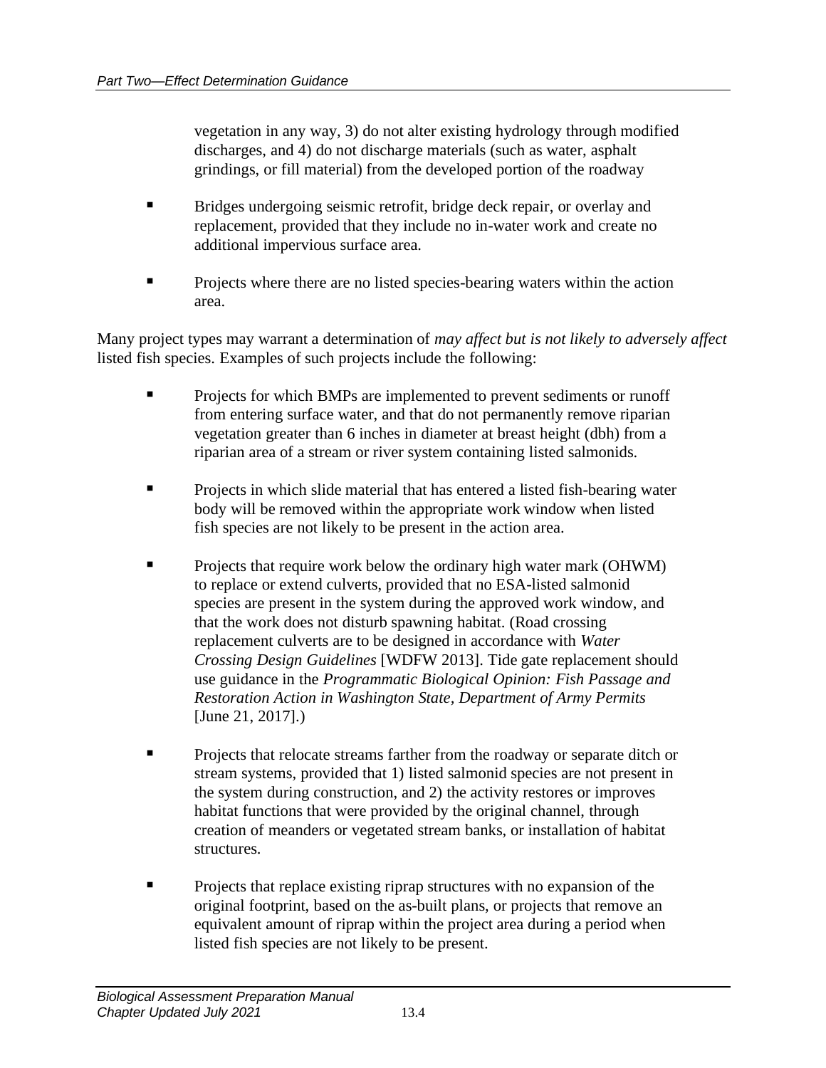vegetation in any way, 3) do not alter existing hydrology through modified discharges, and 4) do not discharge materials (such as water, asphalt grindings, or fill material) from the developed portion of the roadway

- Bridges undergoing seismic retrofit, bridge deck repair, or overlay and replacement, provided that they include no in-water work and create no additional impervious surface area.

- Projects where there are no listed species-bearing waters within the action area.

Many project types may warrant a determination of *may affect but is not likely to adversely affect* listed fish species. Examples of such projects include the following:

- Projects for which BMPs are implemented to prevent sediments or runoff from entering surface water, and that do not permanently remove riparian vegetation greater than 6 inches in diameter at breast height (dbh) from a riparian area of a stream or river system containing listed salmonids.

- Projects in which slide material that has entered a listed fish-bearing water body will be removed within the appropriate work window when listed fish species are not likely to be present in the action area.

- Projects that require work below the ordinary high water mark (OHWM) to replace or extend culverts, provided that no ESA-listed salmonid species are present in the system during the approved work window, and that the work does not disturb spawning habitat. (Road crossing replacement culverts are to be designed in accordance with *Water Crossing Design Guidelines* [WDFW 2013]. Tide gate replacement should use guidance in the *Programmatic Biological Opinion: Fish Passage and Restoration Action in Washington State, Department of Army Permits* [June 21, 2017].)

- Projects that relocate streams farther from the roadway or separate ditch or stream systems, provided that 1) listed salmonid species are not present in the system during construction, and 2) the activity restores or improves habitat functions that were provided by the original channel, through creation of meanders or vegetated stream banks, or installation of habitat structures.

- Projects that replace existing riprap structures with no expansion of the original footprint, based on the as-built plans, or projects that remove an equivalent amount of riprap within the project area during a period when listed fish species are not likely to be present.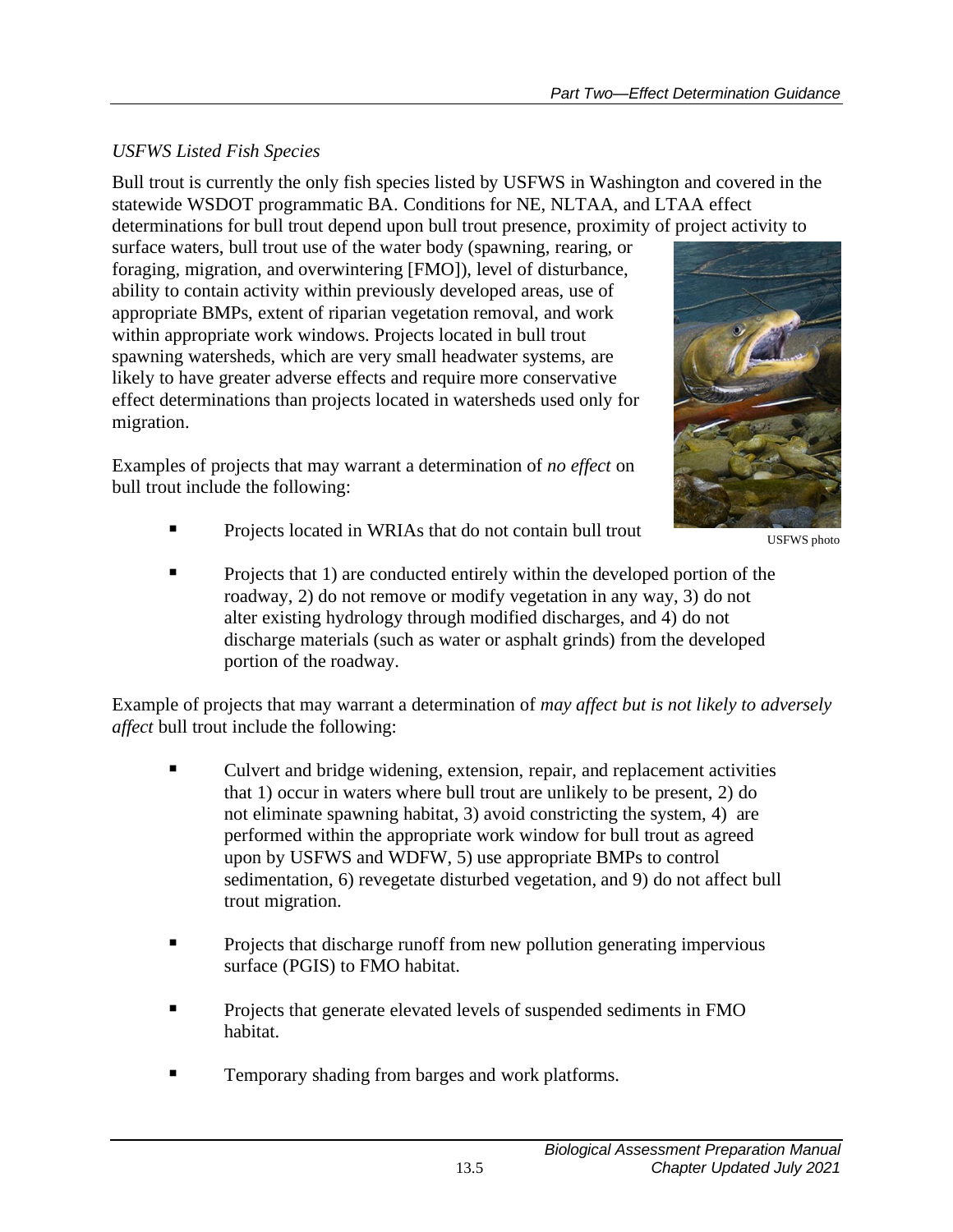*USFWS Listed Fish Species*

Bull trout is currently the only fish species listed by USFWS in Washington and covered in the statewide WSDOT programmatic BA. Conditions for NE, NLTAA, and LTAA effect determinations for bull trout depend upon bull trout presence, proximity of project activity to surface waters, bull trout use of the water body (spawning, rearing, or foraging, migration, and overwintering [FMO]), level of disturbance, ability to contain activity within previously developed areas, use of appropriate BMPs, extent of riparian vegetation removal, and work within appropriate work windows. Projects located in bull trout spawning watersheds, which are very small headwater systems, are likely to have greater adverse effects and require more conservative effect determinations than projects located in watersheds used only for migration.

USFWS photo

Examples of projects that may warrant a determination of *no effect* on bull trout include the following:

- Projects located in WRIAs that do not contain bull trout
- Projects that 1) are conducted entirely within the developed portion of the roadway, 2) do not remove or modify vegetation in any way, 3) do not alter existing hydrology through modified discharges, and 4) do not discharge materials (such as water or asphalt grinds) from the developed portion of the roadway.

Example of projects that may warrant a determination of *may affect but is not likely to adversely affect* bull trout include the following:

- Culvert and bridge widening, extension, repair, and replacement activities that 1) occur in waters where bull trout are unlikely to be present, 2) do not eliminate spawning habitat, 3) avoid constricting the system, 4) are performed within the appropriate work window for bull trout as agreed upon by USFWS and WDFW, 5) use appropriate BMPs to control sedimentation, 6) revegetate disturbed vegetation, and 9) do not affect bull trout migration.
- Projects that discharge runoff from new pollution generating impervious surface (PGIS) to FMO habitat.
- Projects that generate elevated levels of suspended sediments in FMO habitat.
- Temporary shading from barges and work platforms.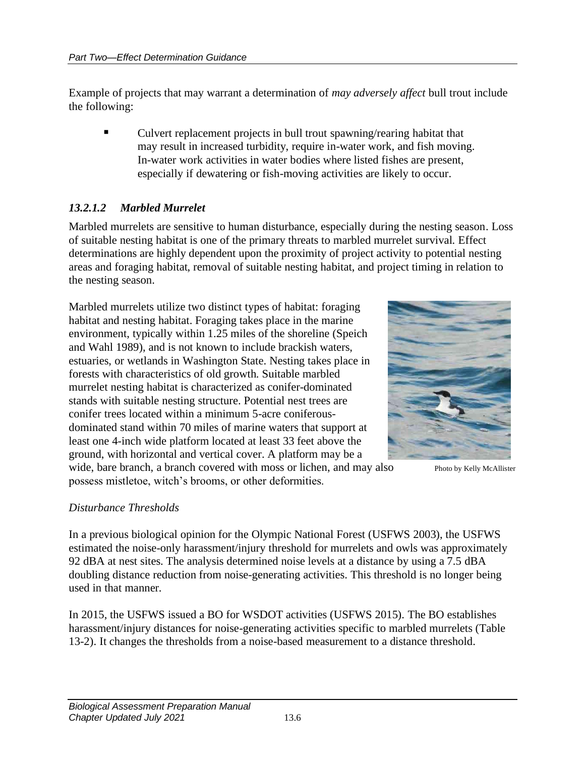Example of projects that may warrant a determination of *may adversely affect* bull trout include the following:

- Culvert replacement projects in bull trout spawning/rearing habitat that may result in increased turbidity, require in-water work, and fish moving. In-water work activities in water bodies where listed fishes are present, especially if dewatering or fish-moving activities are likely to occur.

### *13.2.1.2 Marbled Murrelet*

Marbled murrelets are sensitive to human disturbance, especially during the nesting season. Loss of suitable nesting habitat is one of the primary threats to marbled murrelet survival. Effect determinations are highly dependent upon the proximity of project activity to potential nesting areas and foraging habitat, removal of suitable nesting habitat, and project timing in relation to the nesting season.

Marbled murrelets utilize two distinct types of habitat: foraging habitat and nesting habitat. Foraging takes place in the marine environment, typically within 1.25 miles of the shoreline (Speich and Wahl 1989), and is not known to include brackish waters, estuaries, or wetlands in Washington State. Nesting takes place in forests with characteristics of old growth. Suitable marbled murrelet nesting habitat is characterized as conifer-dominated stands with suitable nesting structure. Potential nest trees are conifer trees located within a minimum 5-acre coniferous-dominated stand within 70 miles of marine waters that support at least one 4-inch wide platform located at least 33 feet above the ground, with horizontal and vertical cover. A platform may be a wide, bare branch, a branch covered with moss or lichen, and may also possess mistletoe, witch's brooms, or other deformities.

Photo by Kelly McAllister

*Disturbance Thresholds*

In a previous biological opinion for the Olympic National Forest (USFWS 2003), the USFWS estimated the noise-only harassment/injury threshold for murrelets and owls was approximately 92 dBA at nest sites. The analysis determined noise levels at a distance by using a 7.5 dBA doubling distance reduction from noise-generating activities. This threshold is no longer being used in that manner.

In 2015, the USFWS issued a BO for WSDOT activities (USFWS 2015). The BO establishes harassment/injury distances for noise-generating activities specific to marbled murrelets (Table 13-2). It changes the thresholds from a noise-based measurement to a distance threshold.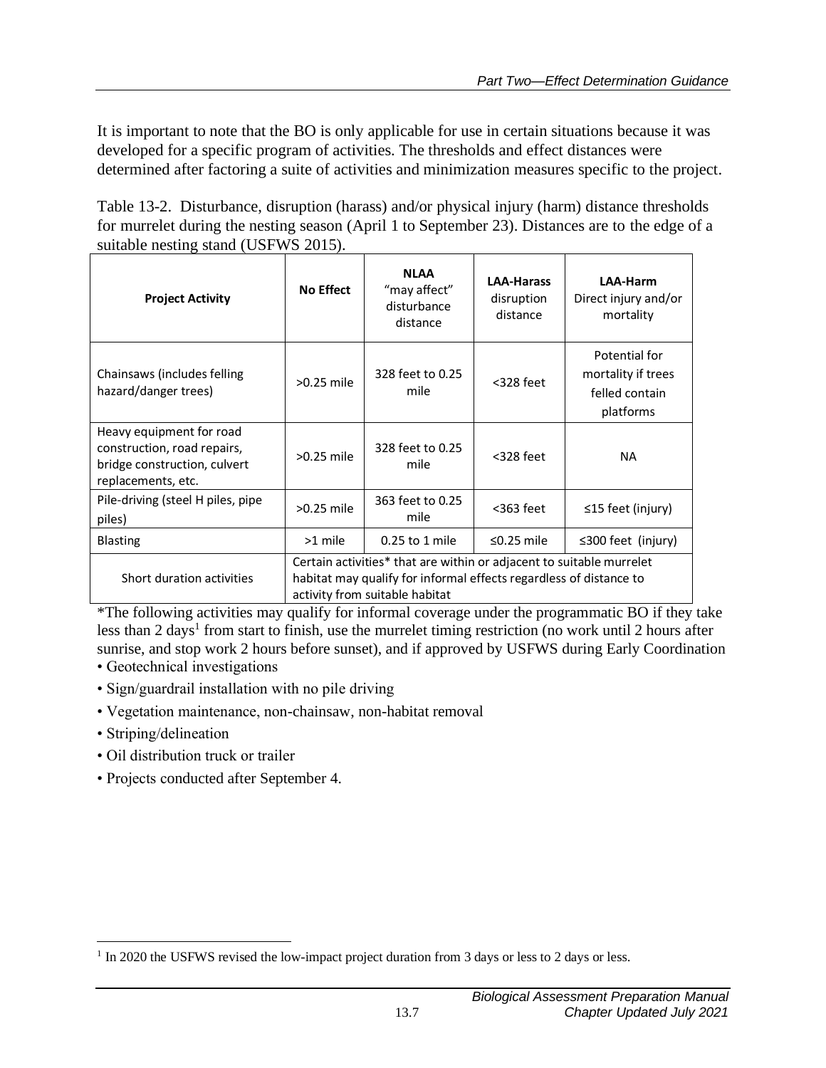It is important to note that the BO is only applicable for use in certain situations because it was developed for a specific program of activities. The thresholds and effect distances were determined after factoring a suite of activities and minimization measures specific to the project.

Table 13-2. Disturbance, disruption (harass) and/or physical injury (harm) distance thresholds for murrelet during the nesting season (April 1 to September 23). Distances are to the edge of a suitable nesting stand (USFWS 2015).

| **Project Activity** | **No Effect** | **NLAA** "may affect" disturbance distance | **LAA-Harass** disruption distance | **LAA-Harm** Direct injury and/or mortality |
|---|---|---|---|---|
| Chainsaws (includes felling hazard/danger trees) | >0.25 mile | 328 feet to 0.25 mile | <328 feet | Potential for mortality if trees felled contain platforms |
| Heavy equipment for road construction, road repairs, bridge construction, culvert replacements, etc. | >0.25 mile | 328 feet to 0.25 mile | <328 feet | NA |
| Pile-driving (steel H piles, pipe piles) | >0.25 mile | 363 feet to 0.25 mile | <363 feet | ≤15 feet (injury) |
| Blasting | >1 mile | 0.25 to 1 mile | ≤0.25 mile | ≤300 feet (injury) |
| Short duration activities | Certain activities* that are within or adjacent to suitable murrelet habitat may qualify for informal effects regardless of distance to activity from suitable habitat | | | |

*The following activities may qualify for informal coverage under the programmatic BO if they take less than 2 days[1] from start to finish, use the murrelet timing restriction (no work until 2 hours after sunrise, and stop work 2 hours before sunset), and if approved by USFWS during Early Coordination

- Geotechnical investigations
- Sign/guardrail installation with no pile driving
- Vegetation maintenance, non-chainsaw, non-habitat removal
- Striping/delineation
- Oil distribution truck or trailer
- Projects conducted after September 4.

[1] In 2020 the USFWS revised the low-impact project duration from 3 days or less to 2 days or less.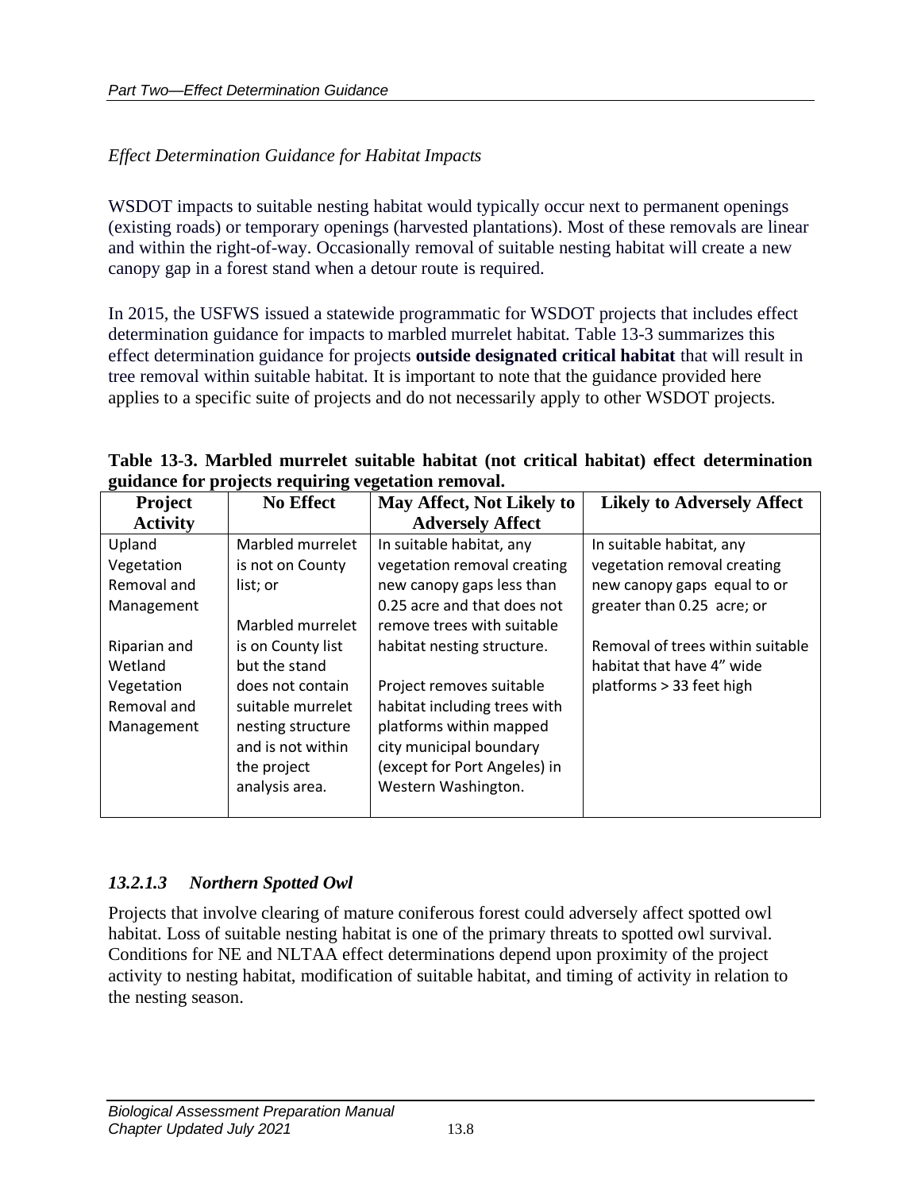*Effect Determination Guidance for Habitat Impacts*

WSDOT impacts to suitable nesting habitat would typically occur next to permanent openings (existing roads) or temporary openings (harvested plantations). Most of these removals are linear and within the right-of-way. Occasionally removal of suitable nesting habitat will create a new canopy gap in a forest stand when a detour route is required.

In 2015, the USFWS issued a statewide programmatic for WSDOT projects that includes effect determination guidance for impacts to marbled murrelet habitat. Table 13-3 summarizes this effect determination guidance for projects **outside designated critical habitat** that will result in tree removal within suitable habitat. It is important to note that the guidance provided here applies to a specific suite of projects and do not necessarily apply to other WSDOT projects.

**Table 13-3. Marbled murrelet suitable habitat (not critical habitat) effect determination guidance for projects requiring vegetation removal.**

| Project Activity | No Effect | May Affect, Not Likely to Adversely Affect | Likely to Adversely Affect |
|---|---|---|---|
| Upland Vegetation Removal and Management<br><br>Riparian and Wetland Vegetation Removal and Management | Marbled murrelet is not on County list; or<br><br>Marbled murrelet is on County list but the stand does not contain suitable murrelet nesting structure and is not within the project analysis area. | In suitable habitat, any vegetation removal creating new canopy gaps less than 0.25 acre and that does not remove trees with suitable habitat nesting structure.<br><br>Project removes suitable habitat including trees with platforms within mapped city municipal boundary (except for Port Angeles) in Western Washington. | In suitable habitat, any vegetation removal creating new canopy gaps equal to or greater than 0.25 acre; or<br><br>Removal of trees within suitable habitat that have 4" wide platforms > 33 feet high |

### *13.2.1.3 Northern Spotted Owl*

Projects that involve clearing of mature coniferous forest could adversely affect spotted owl habitat. Loss of suitable nesting habitat is one of the primary threats to spotted owl survival. Conditions for NE and NLTAA effect determinations depend upon proximity of the project activity to nesting habitat, modification of suitable habitat, and timing of activity in relation to the nesting season.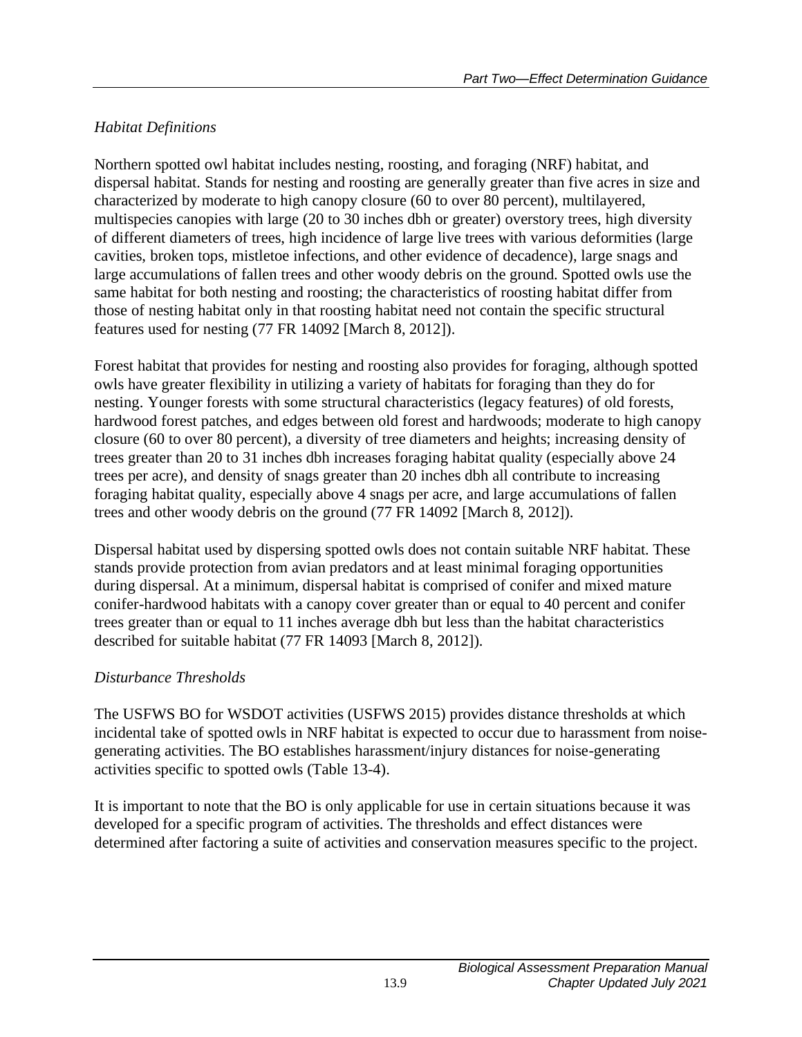*Habitat Definitions*

Northern spotted owl habitat includes nesting, roosting, and foraging (NRF) habitat, and dispersal habitat. Stands for nesting and roosting are generally greater than five acres in size and characterized by moderate to high canopy closure (60 to over 80 percent), multilayered, multispecies canopies with large (20 to 30 inches dbh or greater) overstory trees, high diversity of different diameters of trees, high incidence of large live trees with various deformities (large cavities, broken tops, mistletoe infections, and other evidence of decadence), large snags and large accumulations of fallen trees and other woody debris on the ground. Spotted owls use the same habitat for both nesting and roosting; the characteristics of roosting habitat differ from those of nesting habitat only in that roosting habitat need not contain the specific structural features used for nesting (77 FR 14092 [March 8, 2012]).

Forest habitat that provides for nesting and roosting also provides for foraging, although spotted owls have greater flexibility in utilizing a variety of habitats for foraging than they do for nesting. Younger forests with some structural characteristics (legacy features) of old forests, hardwood forest patches, and edges between old forest and hardwoods; moderate to high canopy closure (60 to over 80 percent), a diversity of tree diameters and heights; increasing density of trees greater than 20 to 31 inches dbh increases foraging habitat quality (especially above 24 trees per acre), and density of snags greater than 20 inches dbh all contribute to increasing foraging habitat quality, especially above 4 snags per acre, and large accumulations of fallen trees and other woody debris on the ground (77 FR 14092 [March 8, 2012]).

Dispersal habitat used by dispersing spotted owls does not contain suitable NRF habitat. These stands provide protection from avian predators and at least minimal foraging opportunities during dispersal. At a minimum, dispersal habitat is comprised of conifer and mixed mature conifer-hardwood habitats with a canopy cover greater than or equal to 40 percent and conifer trees greater than or equal to 11 inches average dbh but less than the habitat characteristics described for suitable habitat (77 FR 14093 [March 8, 2012]).

*Disturbance Thresholds*

The USFWS BO for WSDOT activities (USFWS 2015) provides distance thresholds at which incidental take of spotted owls in NRF habitat is expected to occur due to harassment from noise-generating activities. The BO establishes harassment/injury distances for noise-generating activities specific to spotted owls (Table 13-4).

It is important to note that the BO is only applicable for use in certain situations because it was developed for a specific program of activities. The thresholds and effect distances were determined after factoring a suite of activities and conservation measures specific to the project.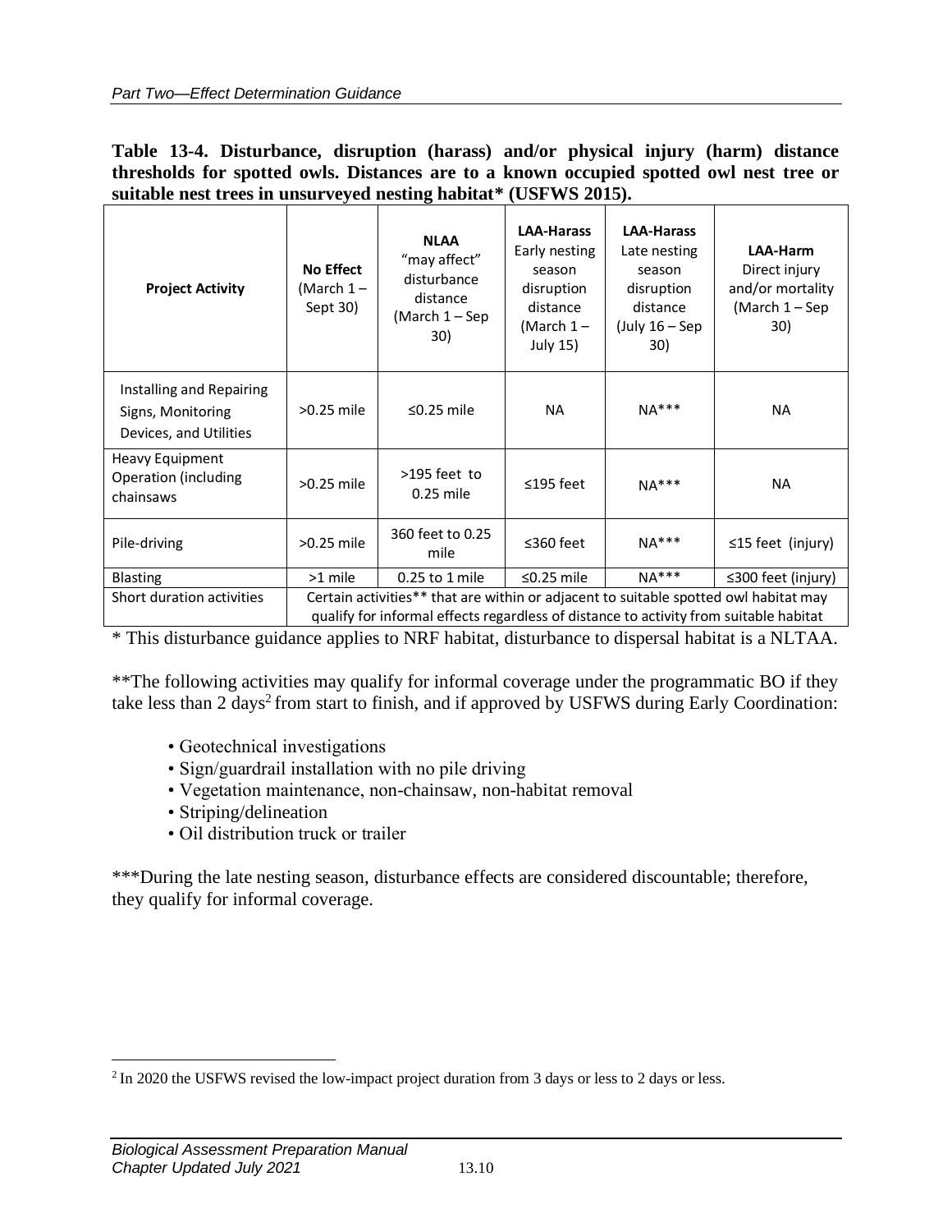**Table 13-4. Disturbance, disruption (harass) and/or physical injury (harm) distance thresholds for spotted owls. Distances are to a known occupied spotted owl nest tree or suitable nest trees in unsurveyed nesting habitat* (USFWS 2015).**

| Project Activity | No Effect (March 1 – Sept 30) | NLAA "may affect" disturbance distance (March 1 – Sep 30) | LAA-Harass Early nesting season disruption distance (March 1 – July 15) | LAA-Harass Late nesting season disruption distance (July 16 – Sep 30) | LAA-Harm Direct injury and/or mortality (March 1 – Sep 30) |
|---|---|---|---|---|---|
| Installing and Repairing Signs, Monitoring Devices, and Utilities | >0.25 mile | ≤0.25 mile | NA | NA*** | NA |
| Heavy Equipment Operation (including chainsaws | >0.25 mile | >195 feet to 0.25 mile | ≤195 feet | NA*** | NA |
| Pile-driving | >0.25 mile | 360 feet to 0.25 mile | ≤360 feet | NA*** | ≤15 feet (injury) |
| Blasting | >1 mile | 0.25 to 1 mile | ≤0.25 mile | NA*** | ≤300 feet (injury) |
| Short duration activities | Certain activities** that are within or adjacent to suitable spotted owl habitat may qualify for informal effects regardless of distance to activity from suitable habitat | | | | |

* This disturbance guidance applies to NRF habitat, disturbance to dispersal habitat is a NLTAA.

**The following activities may qualify for informal coverage under the programmatic BO if they take less than 2 days[2] from start to finish, and if approved by USFWS during Early Coordination:

- Geotechnical investigations
- Sign/guardrail installation with no pile driving
- Vegetation maintenance, non-chainsaw, non-habitat removal
- Striping/delineation
- Oil distribution truck or trailer

***During the late nesting season, disturbance effects are considered discountable; therefore, they qualify for informal coverage.

[2] In 2020 the USFWS revised the low-impact project duration from 3 days or less to 2 days or less.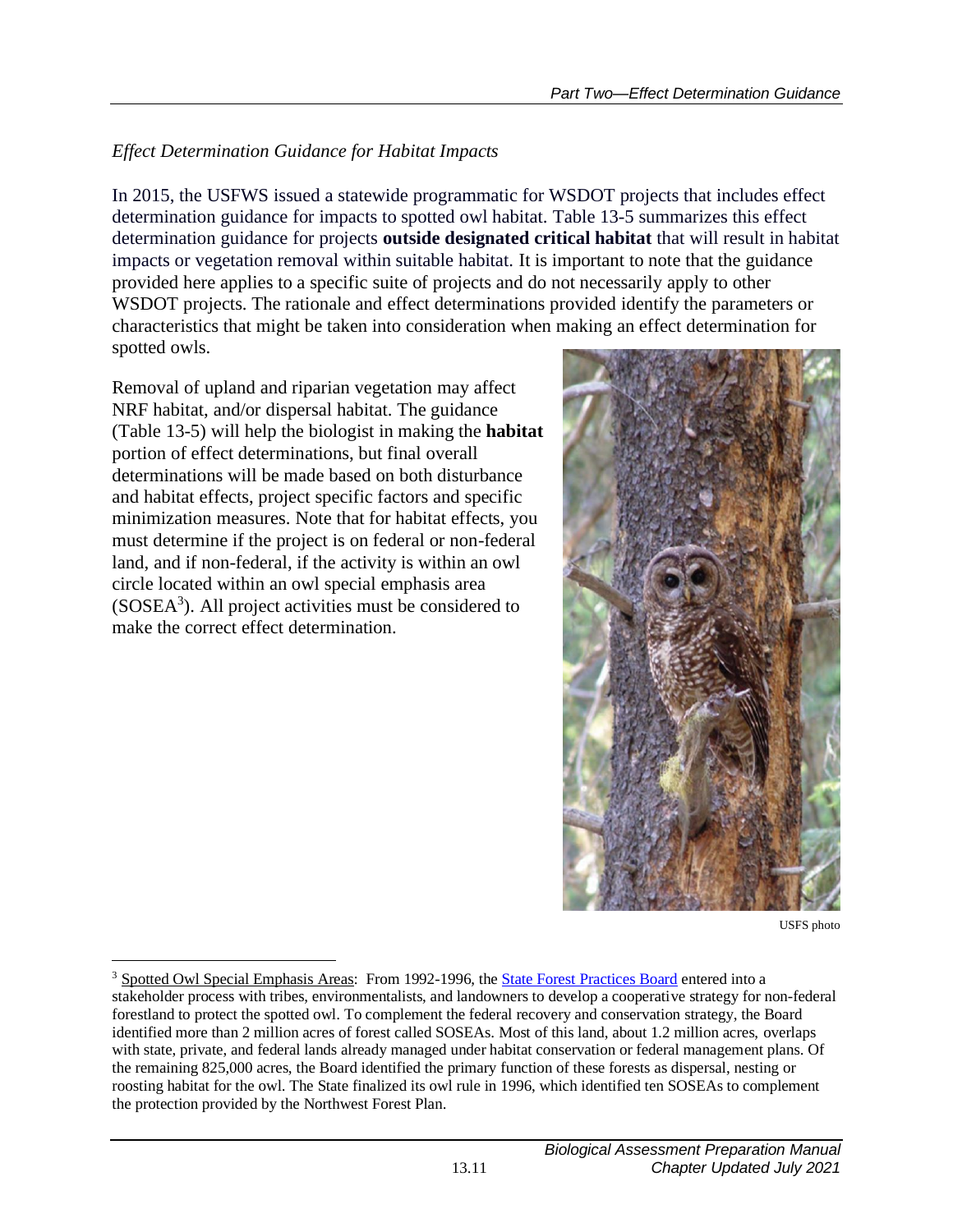*Effect Determination Guidance for Habitat Impacts*

In 2015, the USFWS issued a statewide programmatic for WSDOT projects that includes effect determination guidance for impacts to spotted owl habitat. Table 13-5 summarizes this effect determination guidance for projects **outside designated critical habitat** that will result in habitat impacts or vegetation removal within suitable habitat. It is important to note that the guidance provided here applies to a specific suite of projects and do not necessarily apply to other WSDOT projects. The rationale and effect determinations provided identify the parameters or characteristics that might be taken into consideration when making an effect determination for spotted owls.

Removal of upland and riparian vegetation may affect NRF habitat, and/or dispersal habitat. The guidance (Table 13-5) will help the biologist in making the **habitat** portion of effect determinations, but final overall determinations will be made based on both disturbance and habitat effects, project specific factors and specific minimization measures. Note that for habitat effects, you must determine if the project is on federal or non-federal land, and if non-federal, if the activity is within an owl circle located within an owl special emphasis area (SOSEA[3]). All project activities must be considered to make the correct effect determination.

USFS photo

[3] Spotted Owl Special Emphasis Areas: From 1992-1996, the State Forest Practices Board entered into a stakeholder process with tribes, environmentalists, and landowners to develop a cooperative strategy for non-federal forestland to protect the spotted owl. To complement the federal recovery and conservation strategy, the Board identified more than 2 million acres of forest called SOSEAs. Most of this land, about 1.2 million acres, overlaps with state, private, and federal lands already managed under habitat conservation or federal management plans. Of the remaining 825,000 acres, the Board identified the primary function of these forests as dispersal, nesting or roosting habitat for the owl. The State finalized its owl rule in 1996, which identified ten SOSEAs to complement the protection provided by the Northwest Forest Plan.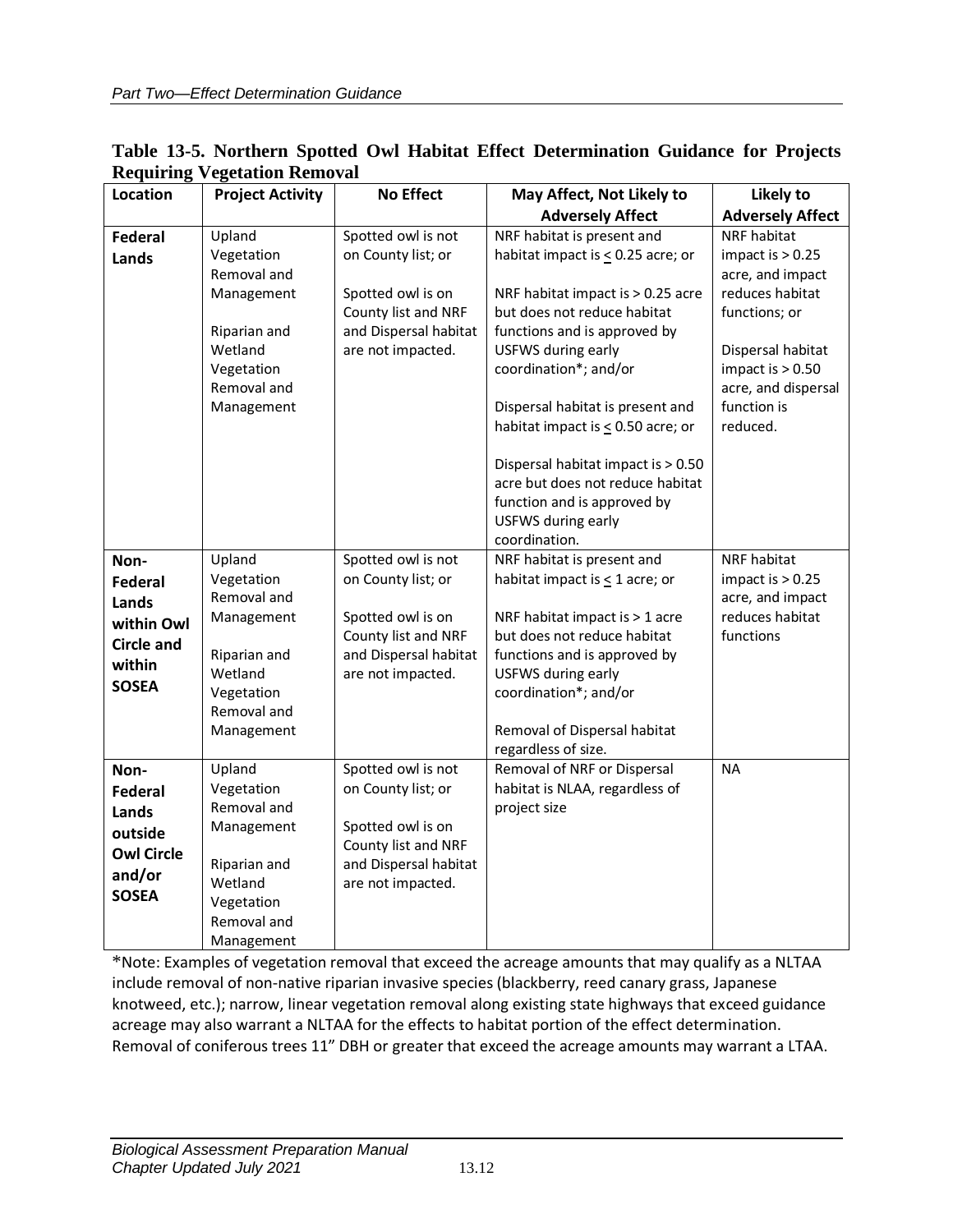**Table 13-5. Northern Spotted Owl Habitat Effect Determination Guidance for Projects Requiring Vegetation Removal**

| Location | Project Activity | No Effect | May Affect, Not Likely to Adversely Affect | Likely to Adversely Affect |
|---|---|---|---|---|
| **Federal Lands** | Upland Vegetation Removal and Management<br><br>Riparian and Wetland Vegetation Removal and Management | Spotted owl is not on County list; or<br><br>Spotted owl is on County list and NRF and Dispersal habitat are not impacted. | NRF habitat is present and habitat impact is ≤ 0.25 acre; or<br><br>NRF habitat impact is > 0.25 acre but does not reduce habitat functions and is approved by USFWS during early coordination*; and/or<br><br>Dispersal habitat is present and habitat impact is ≤ 0.50 acre; or<br><br>Dispersal habitat impact is > 0.50 acre but does not reduce habitat function and is approved by USFWS during early coordination. | NRF habitat impact is > 0.25 acre, and impact reduces habitat functions; or<br><br>Dispersal habitat impact is > 0.50 acre, and dispersal function is reduced. |
| **Non-Federal Lands within Owl Circle and within SOSEA** | Upland Vegetation Removal and Management<br><br>Riparian and Wetland Vegetation Removal and Management | Spotted owl is not on County list; or<br><br>Spotted owl is on County list and NRF and Dispersal habitat are not impacted. | NRF habitat is present and habitat impact is ≤ 1 acre; or<br><br>NRF habitat impact is > 1 acre but does not reduce habitat functions and is approved by USFWS during early coordination*; and/or<br><br>Removal of Dispersal habitat regardless of size. | NRF habitat impact is > 0.25 acre, and impact reduces habitat functions |
| **Non-Federal Lands outside Owl Circle and/or SOSEA** | Upland Vegetation Removal and Management<br><br>Riparian and Wetland Vegetation Removal and Management | Spotted owl is not on County list; or<br><br>Spotted owl is on County list and NRF and Dispersal habitat are not impacted. | Removal of NRF or Dispersal habitat is NLAA, regardless of project size | NA |

*Note: Examples of vegetation removal that exceed the acreage amounts that may qualify as a NLTAA include removal of non-native riparian invasive species (blackberry, reed canary grass, Japanese knotweed, etc.); narrow, linear vegetation removal along existing state highways that exceed guidance acreage may also warrant a NLTAA for the effects to habitat portion of the effect determination. Removal of coniferous trees 11" DBH or greater that exceed the acreage amounts may warrant a LTAA.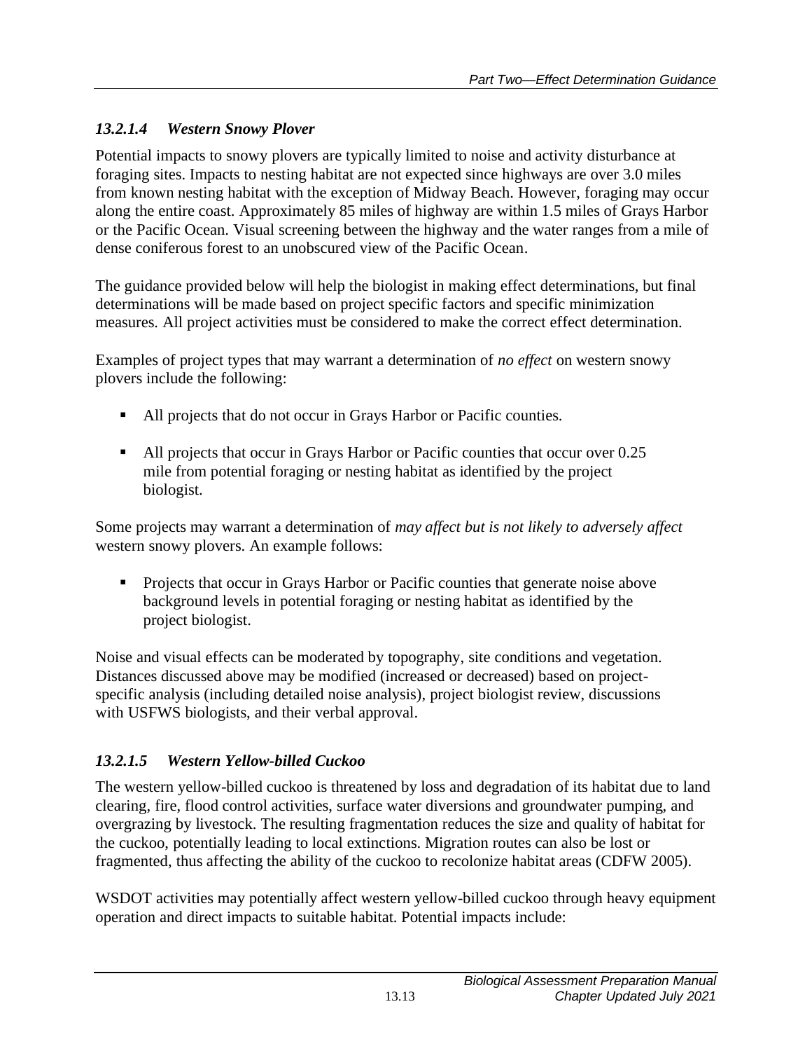### *13.2.1.4 Western Snowy Plover*

Potential impacts to snowy plovers are typically limited to noise and activity disturbance at foraging sites. Impacts to nesting habitat are not expected since highways are over 3.0 miles from known nesting habitat with the exception of Midway Beach. However, foraging may occur along the entire coast. Approximately 85 miles of highway are within 1.5 miles of Grays Harbor or the Pacific Ocean. Visual screening between the highway and the water ranges from a mile of dense coniferous forest to an unobscured view of the Pacific Ocean.

The guidance provided below will help the biologist in making effect determinations, but final determinations will be made based on project specific factors and specific minimization measures. All project activities must be considered to make the correct effect determination.

Examples of project types that may warrant a determination of *no effect* on western snowy plovers include the following:

- All projects that do not occur in Grays Harbor or Pacific counties.
- All projects that occur in Grays Harbor or Pacific counties that occur over 0.25 mile from potential foraging or nesting habitat as identified by the project biologist.

Some projects may warrant a determination of *may affect but is not likely to adversely affect* western snowy plovers. An example follows:

- Projects that occur in Grays Harbor or Pacific counties that generate noise above background levels in potential foraging or nesting habitat as identified by the project biologist.

Noise and visual effects can be moderated by topography, site conditions and vegetation. Distances discussed above may be modified (increased or decreased) based on project-specific analysis (including detailed noise analysis), project biologist review, discussions with USFWS biologists, and their verbal approval.

### *13.2.1.5 Western Yellow-billed Cuckoo*

The western yellow-billed cuckoo is threatened by loss and degradation of its habitat due to land clearing, fire, flood control activities, surface water diversions and groundwater pumping, and overgrazing by livestock. The resulting fragmentation reduces the size and quality of habitat for the cuckoo, potentially leading to local extinctions. Migration routes can also be lost or fragmented, thus affecting the ability of the cuckoo to recolonize habitat areas (CDFW 2005).

WSDOT activities may potentially affect western yellow-billed cuckoo through heavy equipment operation and direct impacts to suitable habitat. Potential impacts include: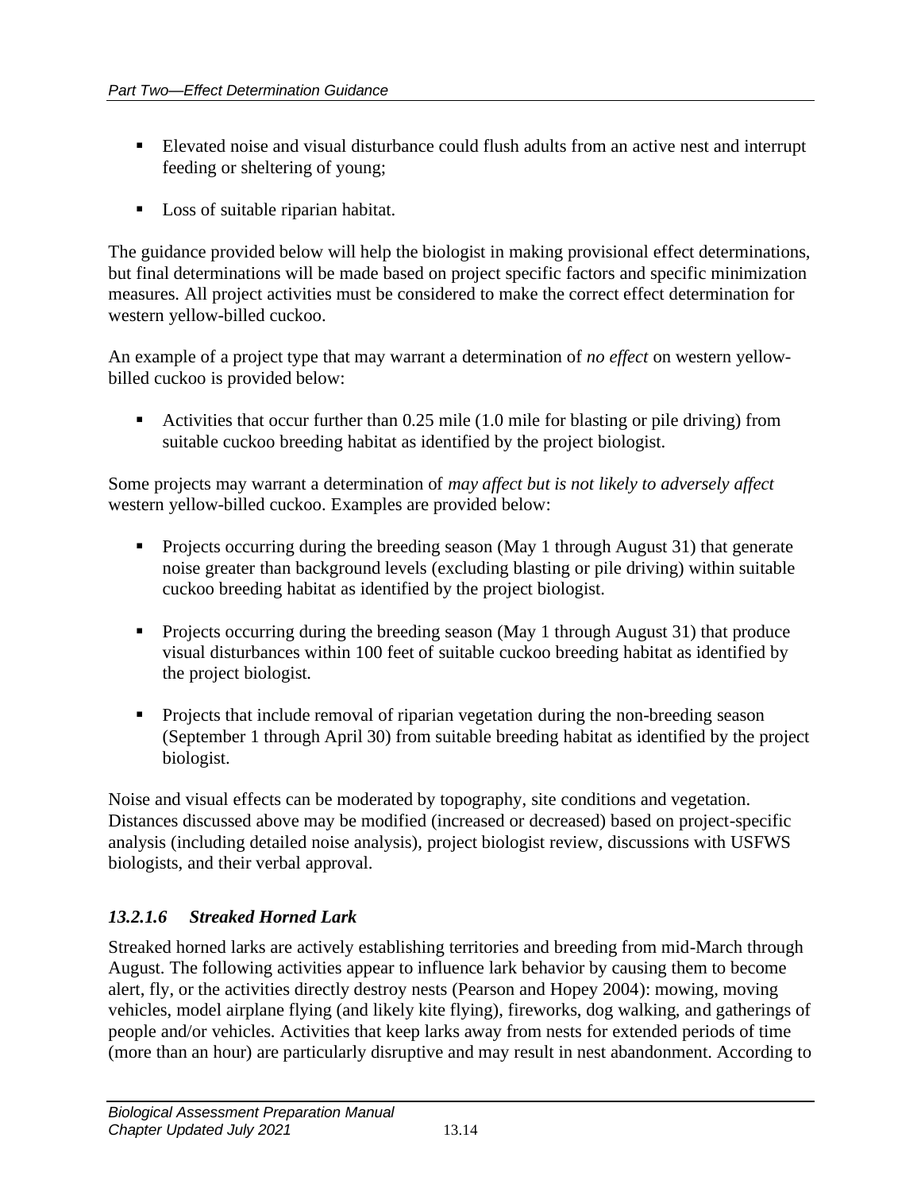- Elevated noise and visual disturbance could flush adults from an active nest and interrupt feeding or sheltering of young;
- Loss of suitable riparian habitat.

The guidance provided below will help the biologist in making provisional effect determinations, but final determinations will be made based on project specific factors and specific minimization measures. All project activities must be considered to make the correct effect determination for western yellow-billed cuckoo.

An example of a project type that may warrant a determination of *no effect* on western yellow-billed cuckoo is provided below:

- Activities that occur further than 0.25 mile (1.0 mile for blasting or pile driving) from suitable cuckoo breeding habitat as identified by the project biologist.

Some projects may warrant a determination of *may affect but is not likely to adversely affect* western yellow-billed cuckoo. Examples are provided below:

- Projects occurring during the breeding season (May 1 through August 31) that generate noise greater than background levels (excluding blasting or pile driving) within suitable cuckoo breeding habitat as identified by the project biologist.
- Projects occurring during the breeding season (May 1 through August 31) that produce visual disturbances within 100 feet of suitable cuckoo breeding habitat as identified by the project biologist.
- Projects that include removal of riparian vegetation during the non-breeding season (September 1 through April 30) from suitable breeding habitat as identified by the project biologist.

Noise and visual effects can be moderated by topography, site conditions and vegetation. Distances discussed above may be modified (increased or decreased) based on project-specific analysis (including detailed noise analysis), project biologist review, discussions with USFWS biologists, and their verbal approval.

#### *13.2.1.6 Streaked Horned Lark*

Streaked horned larks are actively establishing territories and breeding from mid-March through August. The following activities appear to influence lark behavior by causing them to become alert, fly, or the activities directly destroy nests (Pearson and Hopey 2004): mowing, moving vehicles, model airplane flying (and likely kite flying), fireworks, dog walking, and gatherings of people and/or vehicles. Activities that keep larks away from nests for extended periods of time (more than an hour) are particularly disruptive and may result in nest abandonment. According to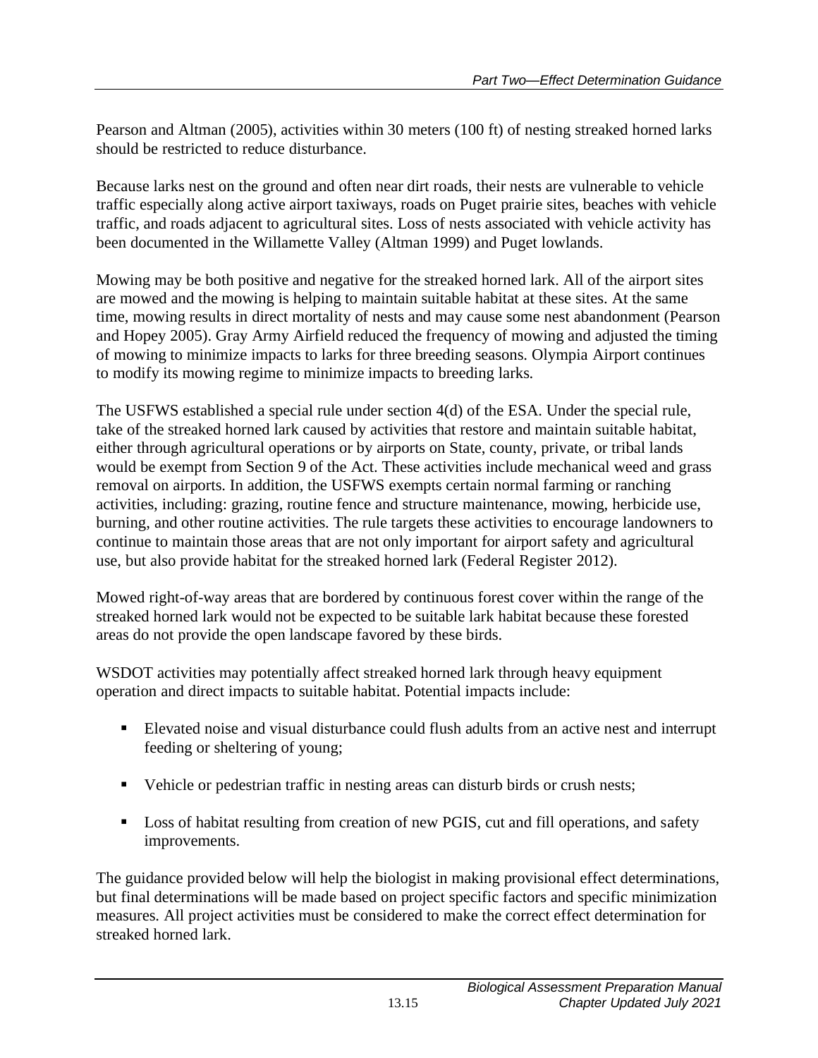Pearson and Altman (2005), activities within 30 meters (100 ft) of nesting streaked horned larks should be restricted to reduce disturbance.

Because larks nest on the ground and often near dirt roads, their nests are vulnerable to vehicle traffic especially along active airport taxiways, roads on Puget prairie sites, beaches with vehicle traffic, and roads adjacent to agricultural sites. Loss of nests associated with vehicle activity has been documented in the Willamette Valley (Altman 1999) and Puget lowlands.

Mowing may be both positive and negative for the streaked horned lark. All of the airport sites are mowed and the mowing is helping to maintain suitable habitat at these sites. At the same time, mowing results in direct mortality of nests and may cause some nest abandonment (Pearson and Hopey 2005). Gray Army Airfield reduced the frequency of mowing and adjusted the timing of mowing to minimize impacts to larks for three breeding seasons. Olympia Airport continues to modify its mowing regime to minimize impacts to breeding larks.

The USFWS established a special rule under section 4(d) of the ESA. Under the special rule, take of the streaked horned lark caused by activities that restore and maintain suitable habitat, either through agricultural operations or by airports on State, county, private, or tribal lands would be exempt from Section 9 of the Act. These activities include mechanical weed and grass removal on airports. In addition, the USFWS exempts certain normal farming or ranching activities, including: grazing, routine fence and structure maintenance, mowing, herbicide use, burning, and other routine activities. The rule targets these activities to encourage landowners to continue to maintain those areas that are not only important for airport safety and agricultural use, but also provide habitat for the streaked horned lark (Federal Register 2012).

Mowed right-of-way areas that are bordered by continuous forest cover within the range of the streaked horned lark would not be expected to be suitable lark habitat because these forested areas do not provide the open landscape favored by these birds.

WSDOT activities may potentially affect streaked horned lark through heavy equipment operation and direct impacts to suitable habitat. Potential impacts include:

- Elevated noise and visual disturbance could flush adults from an active nest and interrupt feeding or sheltering of young;
- Vehicle or pedestrian traffic in nesting areas can disturb birds or crush nests;
- Loss of habitat resulting from creation of new PGIS, cut and fill operations, and safety improvements.

The guidance provided below will help the biologist in making provisional effect determinations, but final determinations will be made based on project specific factors and specific minimization measures. All project activities must be considered to make the correct effect determination for streaked horned lark.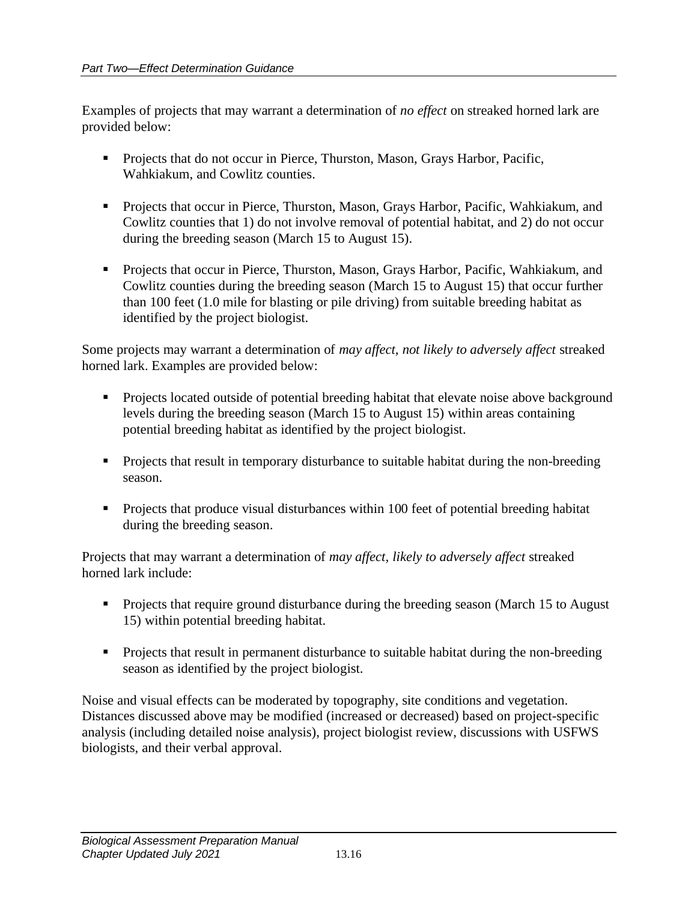Examples of projects that may warrant a determination of *no effect* on streaked horned lark are provided below:

- Projects that do not occur in Pierce, Thurston, Mason, Grays Harbor, Pacific, Wahkiakum, and Cowlitz counties.
- Projects that occur in Pierce, Thurston, Mason, Grays Harbor, Pacific, Wahkiakum, and Cowlitz counties that 1) do not involve removal of potential habitat, and 2) do not occur during the breeding season (March 15 to August 15).
- Projects that occur in Pierce, Thurston, Mason, Grays Harbor, Pacific, Wahkiakum, and Cowlitz counties during the breeding season (March 15 to August 15) that occur further than 100 feet (1.0 mile for blasting or pile driving) from suitable breeding habitat as identified by the project biologist.

Some projects may warrant a determination of *may affect, not likely to adversely affect* streaked horned lark. Examples are provided below:

- Projects located outside of potential breeding habitat that elevate noise above background levels during the breeding season (March 15 to August 15) within areas containing potential breeding habitat as identified by the project biologist.
- Projects that result in temporary disturbance to suitable habitat during the non-breeding season.
- Projects that produce visual disturbances within 100 feet of potential breeding habitat during the breeding season.

Projects that may warrant a determination of *may affect, likely to adversely affect* streaked horned lark include:

- Projects that require ground disturbance during the breeding season (March 15 to August 15) within potential breeding habitat.
- Projects that result in permanent disturbance to suitable habitat during the non-breeding season as identified by the project biologist.

Noise and visual effects can be moderated by topography, site conditions and vegetation. Distances discussed above may be modified (increased or decreased) based on project-specific analysis (including detailed noise analysis), project biologist review, discussions with USFWS biologists, and their verbal approval.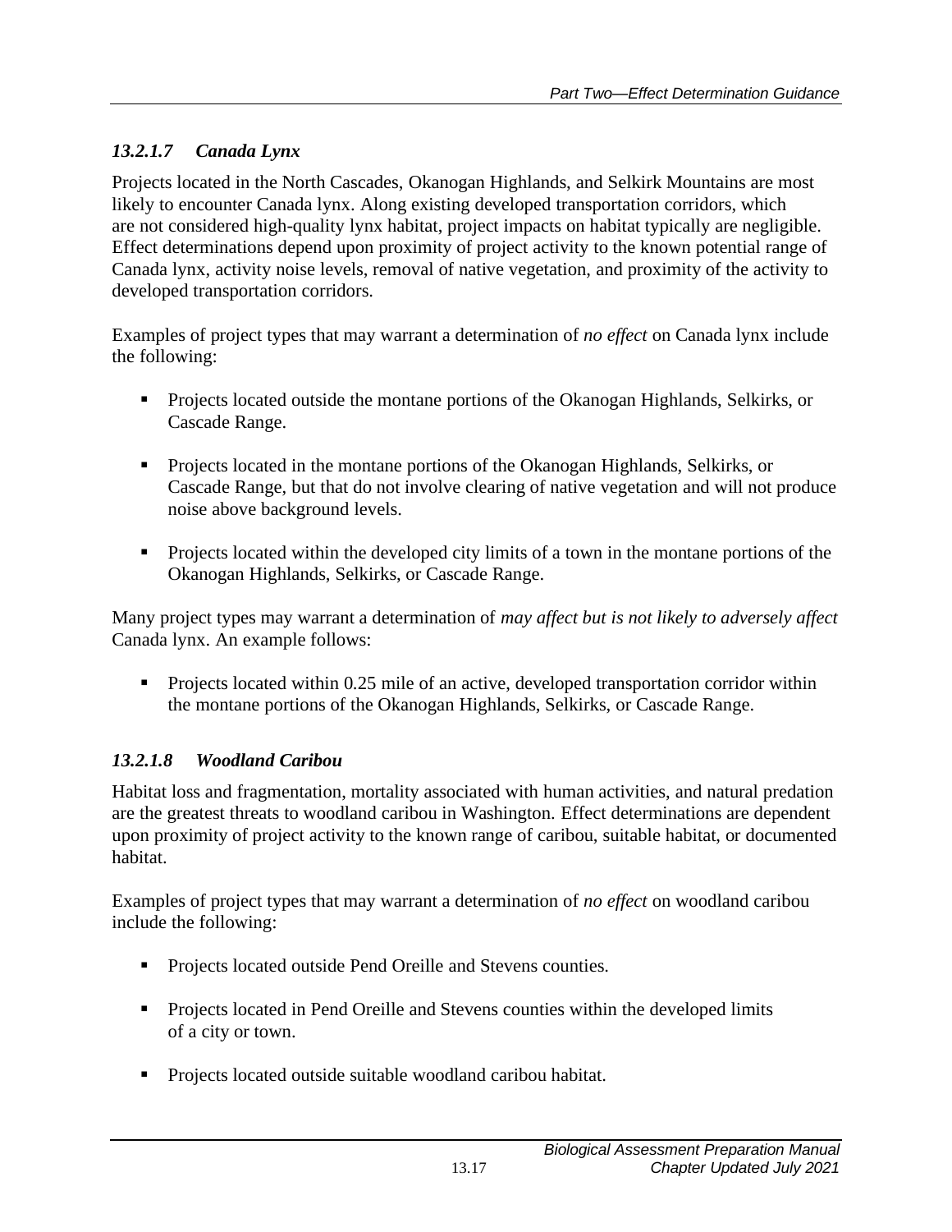#### *13.2.1.7 Canada Lynx*

Projects located in the North Cascades, Okanogan Highlands, and Selkirk Mountains are most likely to encounter Canada lynx. Along existing developed transportation corridors, which are not considered high-quality lynx habitat, project impacts on habitat typically are negligible. Effect determinations depend upon proximity of project activity to the known potential range of Canada lynx, activity noise levels, removal of native vegetation, and proximity of the activity to developed transportation corridors.

Examples of project types that may warrant a determination of *no effect* on Canada lynx include the following:

- Projects located outside the montane portions of the Okanogan Highlands, Selkirks, or Cascade Range.
- Projects located in the montane portions of the Okanogan Highlands, Selkirks, or Cascade Range, but that do not involve clearing of native vegetation and will not produce noise above background levels.
- Projects located within the developed city limits of a town in the montane portions of the Okanogan Highlands, Selkirks, or Cascade Range.

Many project types may warrant a determination of *may affect but is not likely to adversely affect* Canada lynx. An example follows:

- Projects located within 0.25 mile of an active, developed transportation corridor within the montane portions of the Okanogan Highlands, Selkirks, or Cascade Range.

#### *13.2.1.8 Woodland Caribou*

Habitat loss and fragmentation, mortality associated with human activities, and natural predation are the greatest threats to woodland caribou in Washington. Effect determinations are dependent upon proximity of project activity to the known range of caribou, suitable habitat, or documented habitat.

Examples of project types that may warrant a determination of *no effect* on woodland caribou include the following:

- Projects located outside Pend Oreille and Stevens counties.
- Projects located in Pend Oreille and Stevens counties within the developed limits of a city or town.
- Projects located outside suitable woodland caribou habitat.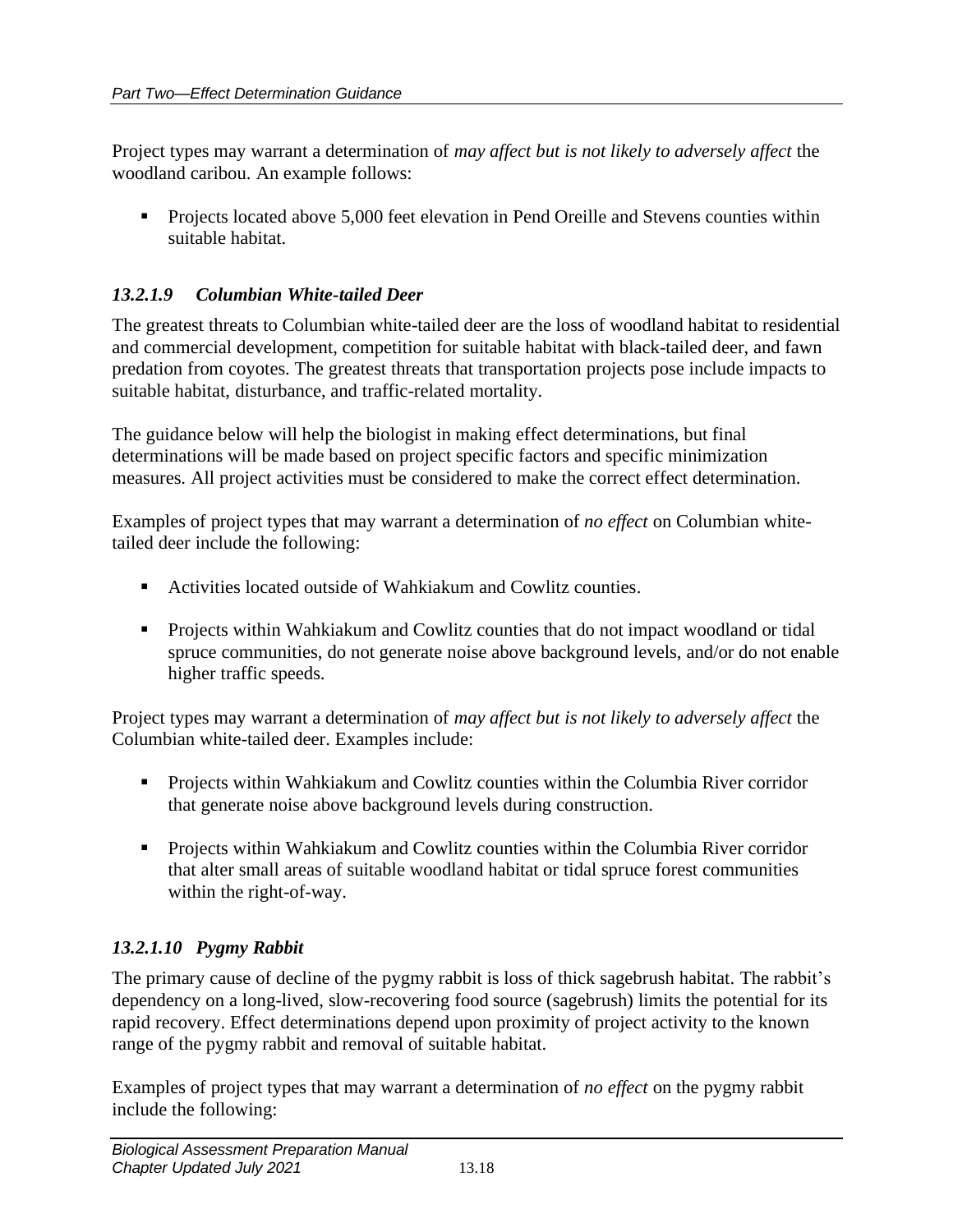Project types may warrant a determination of *may affect but is not likely to adversely affect* the woodland caribou. An example follows:

- Projects located above 5,000 feet elevation in Pend Oreille and Stevens counties within suitable habitat.

#### *13.2.1.9 Columbian White-tailed Deer*

The greatest threats to Columbian white-tailed deer are the loss of woodland habitat to residential and commercial development, competition for suitable habitat with black-tailed deer, and fawn predation from coyotes. The greatest threats that transportation projects pose include impacts to suitable habitat, disturbance, and traffic-related mortality.

The guidance below will help the biologist in making effect determinations, but final determinations will be made based on project specific factors and specific minimization measures. All project activities must be considered to make the correct effect determination.

Examples of project types that may warrant a determination of *no effect* on Columbian white-tailed deer include the following:

- Activities located outside of Wahkiakum and Cowlitz counties.
- Projects within Wahkiakum and Cowlitz counties that do not impact woodland or tidal spruce communities, do not generate noise above background levels, and/or do not enable higher traffic speeds.

Project types may warrant a determination of *may affect but is not likely to adversely affect* the Columbian white-tailed deer. Examples include:

- Projects within Wahkiakum and Cowlitz counties within the Columbia River corridor that generate noise above background levels during construction.
- Projects within Wahkiakum and Cowlitz counties within the Columbia River corridor that alter small areas of suitable woodland habitat or tidal spruce forest communities within the right-of-way.

#### *13.2.1.10 Pygmy Rabbit*

The primary cause of decline of the pygmy rabbit is loss of thick sagebrush habitat. The rabbit's dependency on a long-lived, slow-recovering food source (sagebrush) limits the potential for its rapid recovery. Effect determinations depend upon proximity of project activity to the known range of the pygmy rabbit and removal of suitable habitat.

Examples of project types that may warrant a determination of *no effect* on the pygmy rabbit include the following: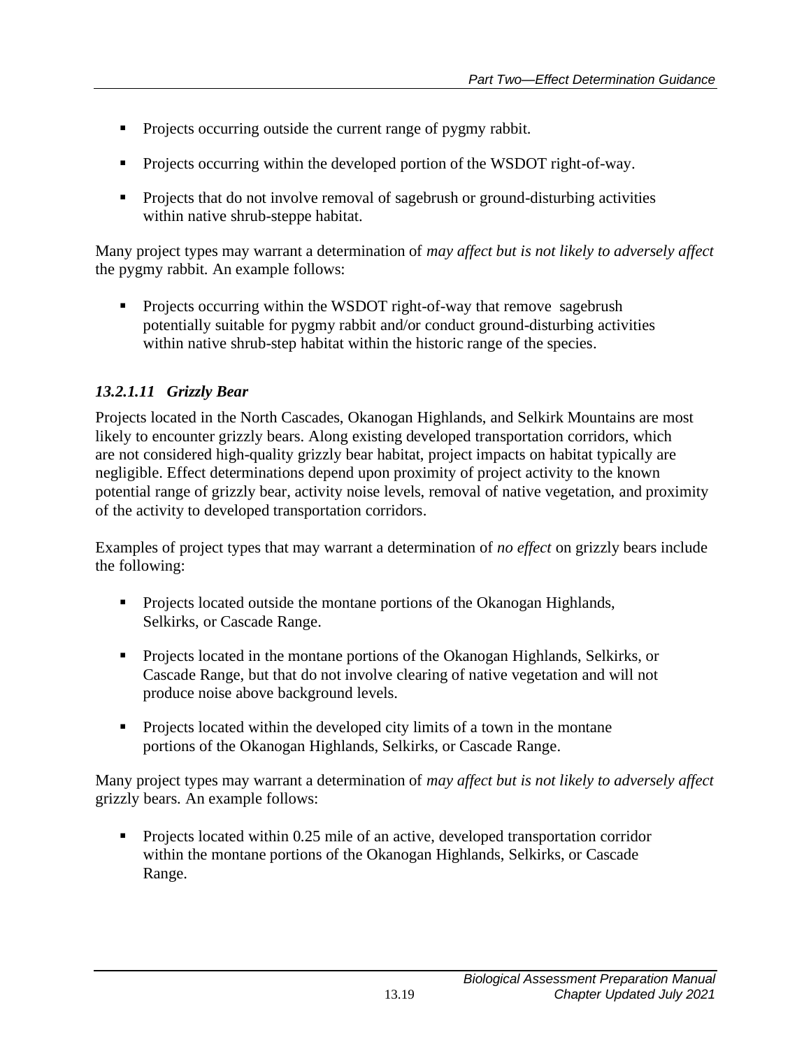- Projects occurring outside the current range of pygmy rabbit.
- Projects occurring within the developed portion of the WSDOT right-of-way.
- Projects that do not involve removal of sagebrush or ground-disturbing activities within native shrub-steppe habitat.

Many project types may warrant a determination of *may affect but is not likely to adversely affect* the pygmy rabbit. An example follows:

- Projects occurring within the WSDOT right-of-way that remove sagebrush potentially suitable for pygmy rabbit and/or conduct ground-disturbing activities within native shrub-step habitat within the historic range of the species.

### *13.2.1.11 Grizzly Bear*

Projects located in the North Cascades, Okanogan Highlands, and Selkirk Mountains are most likely to encounter grizzly bears. Along existing developed transportation corridors, which are not considered high-quality grizzly bear habitat, project impacts on habitat typically are negligible. Effect determinations depend upon proximity of project activity to the known potential range of grizzly bear, activity noise levels, removal of native vegetation, and proximity of the activity to developed transportation corridors.

Examples of project types that may warrant a determination of *no effect* on grizzly bears include the following:

- Projects located outside the montane portions of the Okanogan Highlands, Selkirks, or Cascade Range.
- Projects located in the montane portions of the Okanogan Highlands, Selkirks, or Cascade Range, but that do not involve clearing of native vegetation and will not produce noise above background levels.
- Projects located within the developed city limits of a town in the montane portions of the Okanogan Highlands, Selkirks, or Cascade Range.

Many project types may warrant a determination of *may affect but is not likely to adversely affect* grizzly bears. An example follows:

- Projects located within 0.25 mile of an active, developed transportation corridor within the montane portions of the Okanogan Highlands, Selkirks, or Cascade Range.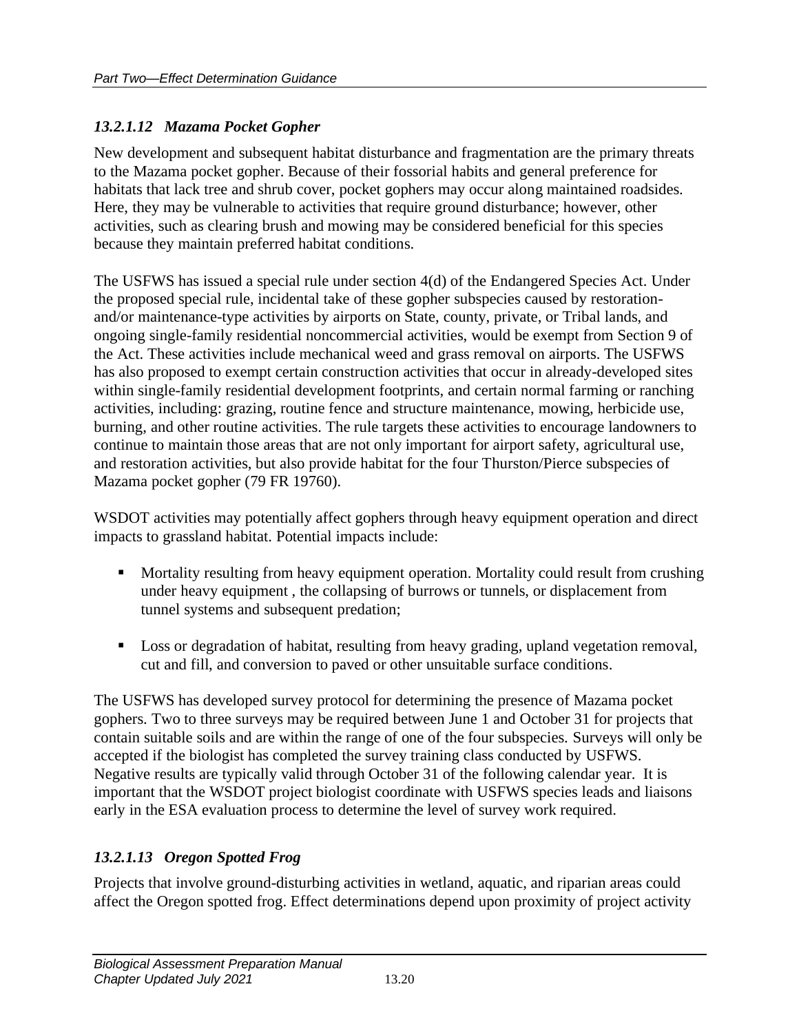### *13.2.1.12 Mazama Pocket Gopher*

New development and subsequent habitat disturbance and fragmentation are the primary threats to the Mazama pocket gopher. Because of their fossorial habits and general preference for habitats that lack tree and shrub cover, pocket gophers may occur along maintained roadsides. Here, they may be vulnerable to activities that require ground disturbance; however, other activities, such as clearing brush and mowing may be considered beneficial for this species because they maintain preferred habitat conditions.

The USFWS has issued a special rule under section 4(d) of the Endangered Species Act. Under the proposed special rule, incidental take of these gopher subspecies caused by restoration- and/or maintenance-type activities by airports on State, county, private, or Tribal lands, and ongoing single-family residential noncommercial activities, would be exempt from Section 9 of the Act. These activities include mechanical weed and grass removal on airports. The USFWS has also proposed to exempt certain construction activities that occur in already-developed sites within single-family residential development footprints, and certain normal farming or ranching activities, including: grazing, routine fence and structure maintenance, mowing, herbicide use, burning, and other routine activities. The rule targets these activities to encourage landowners to continue to maintain those areas that are not only important for airport safety, agricultural use, and restoration activities, but also provide habitat for the four Thurston/Pierce subspecies of Mazama pocket gopher (79 FR 19760).

WSDOT activities may potentially affect gophers through heavy equipment operation and direct impacts to grassland habitat. Potential impacts include:

- Mortality resulting from heavy equipment operation. Mortality could result from crushing under heavy equipment , the collapsing of burrows or tunnels, or displacement from tunnel systems and subsequent predation;
- Loss or degradation of habitat, resulting from heavy grading, upland vegetation removal, cut and fill, and conversion to paved or other unsuitable surface conditions.

The USFWS has developed survey protocol for determining the presence of Mazama pocket gophers. Two to three surveys may be required between June 1 and October 31 for projects that contain suitable soils and are within the range of one of the four subspecies. Surveys will only be accepted if the biologist has completed the survey training class conducted by USFWS. Negative results are typically valid through October 31 of the following calendar year. It is important that the WSDOT project biologist coordinate with USFWS species leads and liaisons early in the ESA evaluation process to determine the level of survey work required.

### *13.2.1.13 Oregon Spotted Frog*

Projects that involve ground-disturbing activities in wetland, aquatic, and riparian areas could affect the Oregon spotted frog. Effect determinations depend upon proximity of project activity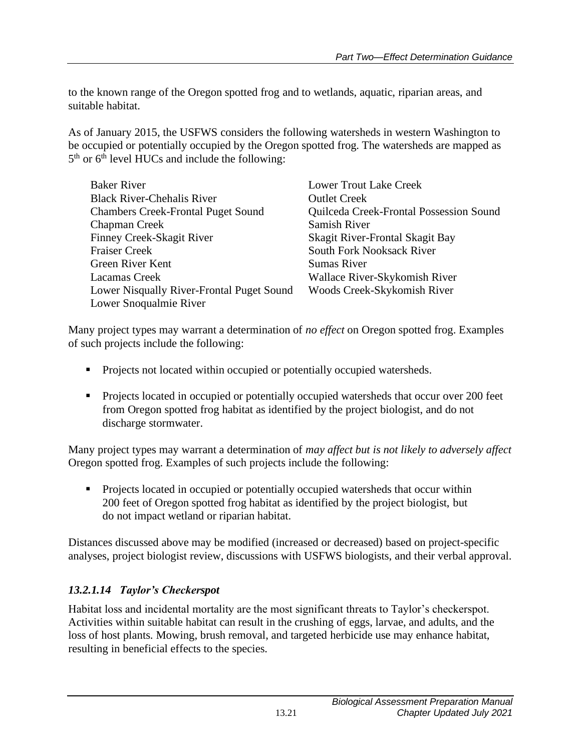to the known range of the Oregon spotted frog and to wetlands, aquatic, riparian areas, and suitable habitat.

As of January 2015, the USFWS considers the following watersheds in western Washington to be occupied or potentially occupied by the Oregon spotted frog. The watersheds are mapped as 5th or 6th level HUCs and include the following:

- Baker River
- Black River-Chehalis River
- Chambers Creek-Frontal Puget Sound
- Chapman Creek
- Finney Creek-Skagit River
- Fraiser Creek
- Green River Kent
- Lacamas Creek
- Lower Nisqually River-Frontal Puget Sound
- Lower Snoqualmie River
- Lower Trout Lake Creek
- Outlet Creek
- Quilceda Creek-Frontal Possession Sound
- Samish River
- Skagit River-Frontal Skagit Bay
- South Fork Nooksack River
- Sumas River
- Wallace River-Skykomish River
- Woods Creek-Skykomish River

Many project types may warrant a determination of *no effect* on Oregon spotted frog. Examples of such projects include the following:

- Projects not located within occupied or potentially occupied watersheds.
- Projects located in occupied or potentially occupied watersheds that occur over 200 feet from Oregon spotted frog habitat as identified by the project biologist, and do not discharge stormwater.

Many project types may warrant a determination of *may affect but is not likely to adversely affect* Oregon spotted frog. Examples of such projects include the following:

- Projects located in occupied or potentially occupied watersheds that occur within 200 feet of Oregon spotted frog habitat as identified by the project biologist, but do not impact wetland or riparian habitat.

Distances discussed above may be modified (increased or decreased) based on project-specific analyses, project biologist review, discussions with USFWS biologists, and their verbal approval.

#### *13.2.1.14 Taylor's Checkerspot*

Habitat loss and incidental mortality are the most significant threats to Taylor's checkerspot. Activities within suitable habitat can result in the crushing of eggs, larvae, and adults, and the loss of host plants. Mowing, brush removal, and targeted herbicide use may enhance habitat, resulting in beneficial effects to the species.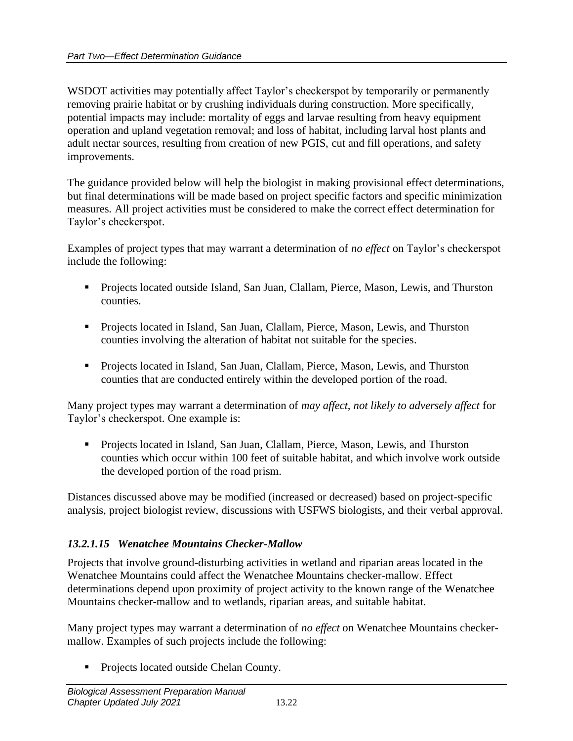WSDOT activities may potentially affect Taylor's checkerspot by temporarily or permanently removing prairie habitat or by crushing individuals during construction. More specifically, potential impacts may include: mortality of eggs and larvae resulting from heavy equipment operation and upland vegetation removal; and loss of habitat, including larval host plants and adult nectar sources, resulting from creation of new PGIS, cut and fill operations, and safety improvements.

The guidance provided below will help the biologist in making provisional effect determinations, but final determinations will be made based on project specific factors and specific minimization measures. All project activities must be considered to make the correct effect determination for Taylor's checkerspot.

Examples of project types that may warrant a determination of *no effect* on Taylor's checkerspot include the following:

- Projects located outside Island, San Juan, Clallam, Pierce, Mason, Lewis, and Thurston counties.
- Projects located in Island, San Juan, Clallam, Pierce, Mason, Lewis, and Thurston counties involving the alteration of habitat not suitable for the species.
- Projects located in Island, San Juan, Clallam, Pierce, Mason, Lewis, and Thurston counties that are conducted entirely within the developed portion of the road.

Many project types may warrant a determination of *may affect, not likely to adversely affect* for Taylor's checkerspot. One example is:

- Projects located in Island, San Juan, Clallam, Pierce, Mason, Lewis, and Thurston counties which occur within 100 feet of suitable habitat, and which involve work outside the developed portion of the road prism.

Distances discussed above may be modified (increased or decreased) based on project-specific analysis, project biologist review, discussions with USFWS biologists, and their verbal approval.

#### *13.2.1.15 Wenatchee Mountains Checker-Mallow*

Projects that involve ground-disturbing activities in wetland and riparian areas located in the Wenatchee Mountains could affect the Wenatchee Mountains checker-mallow. Effect determinations depend upon proximity of project activity to the known range of the Wenatchee Mountains checker-mallow and to wetlands, riparian areas, and suitable habitat.

Many project types may warrant a determination of *no effect* on Wenatchee Mountains checker-mallow. Examples of such projects include the following:

- Projects located outside Chelan County.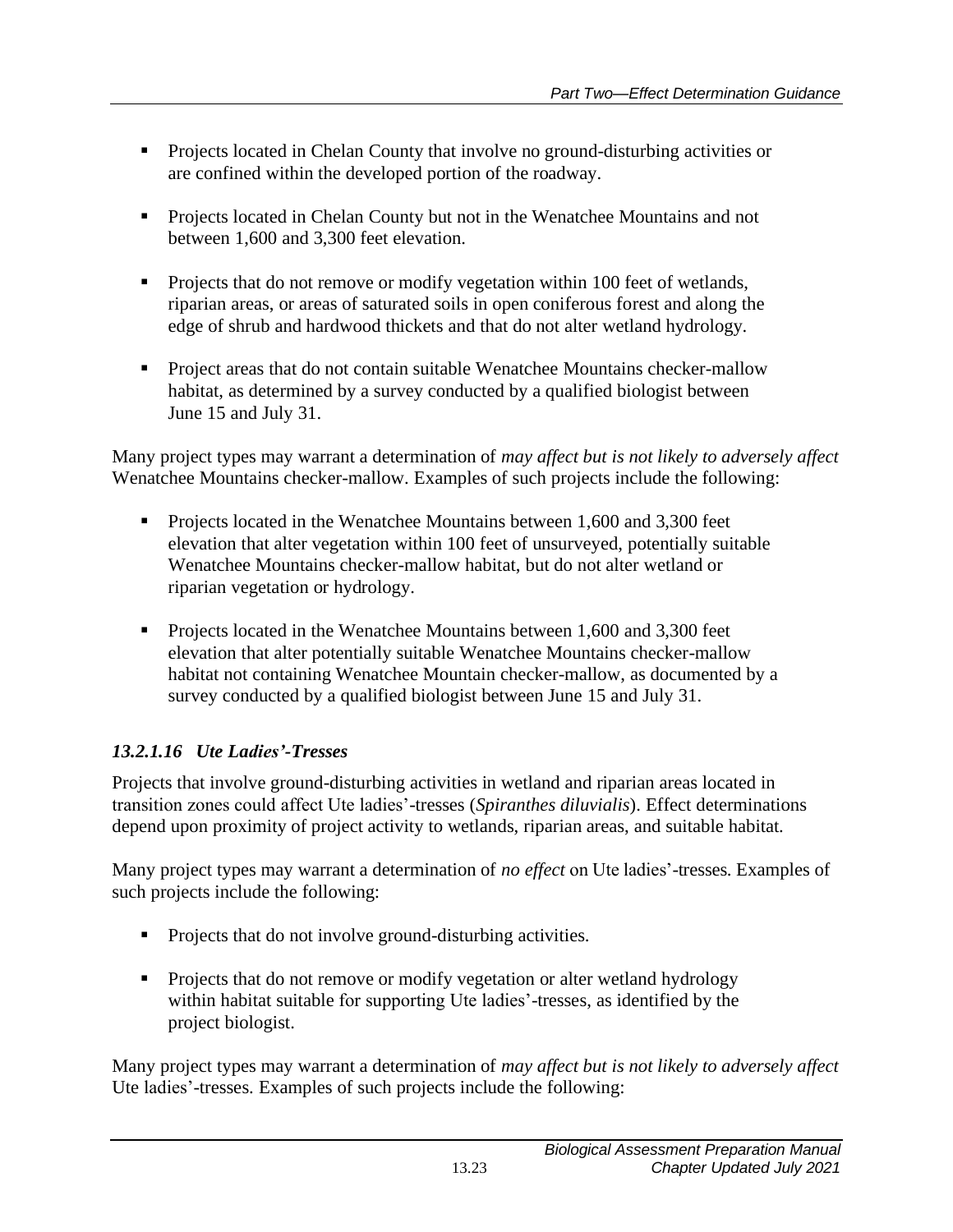- Projects located in Chelan County that involve no ground-disturbing activities or are confined within the developed portion of the roadway.
- Projects located in Chelan County but not in the Wenatchee Mountains and not between 1,600 and 3,300 feet elevation.
- Projects that do not remove or modify vegetation within 100 feet of wetlands, riparian areas, or areas of saturated soils in open coniferous forest and along the edge of shrub and hardwood thickets and that do not alter wetland hydrology.
- Project areas that do not contain suitable Wenatchee Mountains checker-mallow habitat, as determined by a survey conducted by a qualified biologist between June 15 and July 31.

Many project types may warrant a determination of *may affect but is not likely to adversely affect* Wenatchee Mountains checker-mallow. Examples of such projects include the following:

- Projects located in the Wenatchee Mountains between 1,600 and 3,300 feet elevation that alter vegetation within 100 feet of unsurveyed, potentially suitable Wenatchee Mountains checker-mallow habitat, but do not alter wetland or riparian vegetation or hydrology.
- Projects located in the Wenatchee Mountains between 1,600 and 3,300 feet elevation that alter potentially suitable Wenatchee Mountains checker-mallow habitat not containing Wenatchee Mountain checker-mallow, as documented by a survey conducted by a qualified biologist between June 15 and July 31.

#### *13.2.1.16 Ute Ladies'-Tresses*

Projects that involve ground-disturbing activities in wetland and riparian areas located in transition zones could affect Ute ladies'-tresses (*Spiranthes diluvialis*). Effect determinations depend upon proximity of project activity to wetlands, riparian areas, and suitable habitat.

Many project types may warrant a determination of *no effect* on Ute ladies'-tresses. Examples of such projects include the following:

- Projects that do not involve ground-disturbing activities.
- Projects that do not remove or modify vegetation or alter wetland hydrology within habitat suitable for supporting Ute ladies'-tresses, as identified by the project biologist.

Many project types may warrant a determination of *may affect but is not likely to adversely affect* Ute ladies'-tresses. Examples of such projects include the following: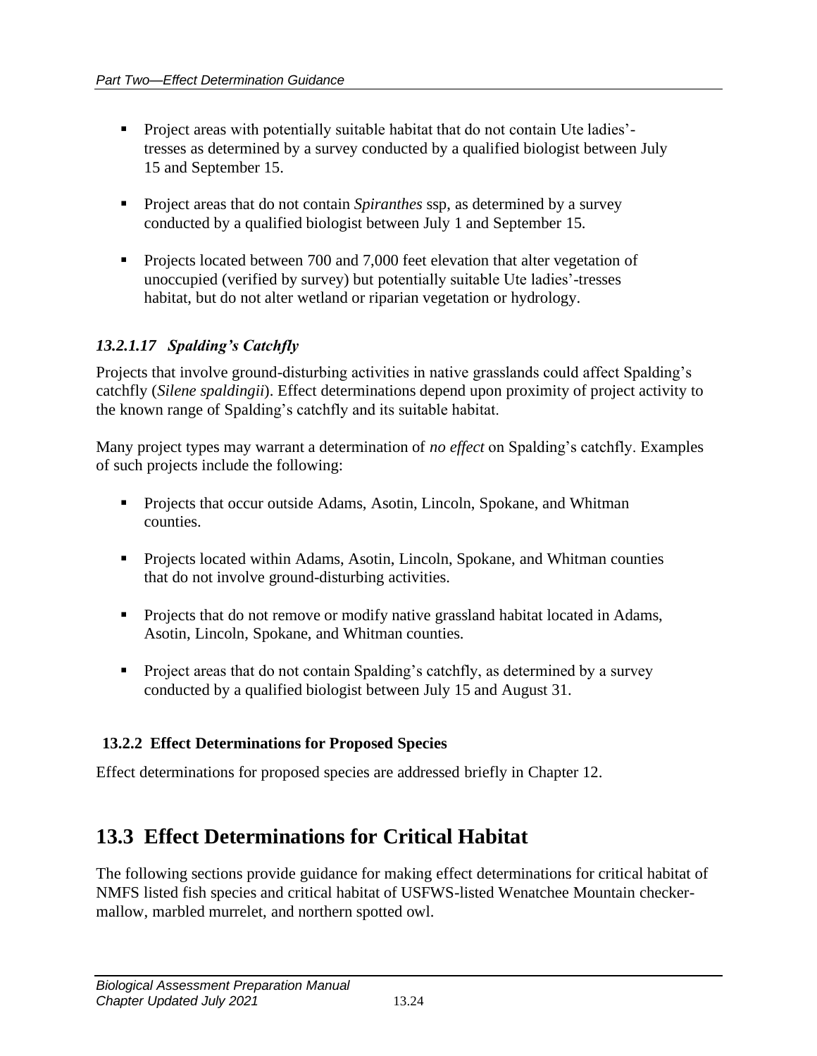- Project areas with potentially suitable habitat that do not contain Ute ladies'-tresses as determined by a survey conducted by a qualified biologist between July 15 and September 15.
- Project areas that do not contain *Spiranthes* ssp, as determined by a survey conducted by a qualified biologist between July 1 and September 15.
- Projects located between 700 and 7,000 feet elevation that alter vegetation of unoccupied (verified by survey) but potentially suitable Ute ladies'-tresses habitat, but do not alter wetland or riparian vegetation or hydrology.

#### *13.2.1.17 Spalding's Catchfly*

Projects that involve ground-disturbing activities in native grasslands could affect Spalding's catchfly (*Silene spaldingii*). Effect determinations depend upon proximity of project activity to the known range of Spalding's catchfly and its suitable habitat.

Many project types may warrant a determination of *no effect* on Spalding's catchfly. Examples of such projects include the following:

- Projects that occur outside Adams, Asotin, Lincoln, Spokane, and Whitman counties.
- Projects located within Adams, Asotin, Lincoln, Spokane, and Whitman counties that do not involve ground-disturbing activities.
- Projects that do not remove or modify native grassland habitat located in Adams, Asotin, Lincoln, Spokane, and Whitman counties.
- Project areas that do not contain Spalding's catchfly, as determined by a survey conducted by a qualified biologist between July 15 and August 31.

### 13.2.2 Effect Determinations for Proposed Species

Effect determinations for proposed species are addressed briefly in Chapter 12.

## 13.3 Effect Determinations for Critical Habitat

The following sections provide guidance for making effect determinations for critical habitat of NMFS listed fish species and critical habitat of USFWS-listed Wenatchee Mountain checker-mallow, marbled murrelet, and northern spotted owl.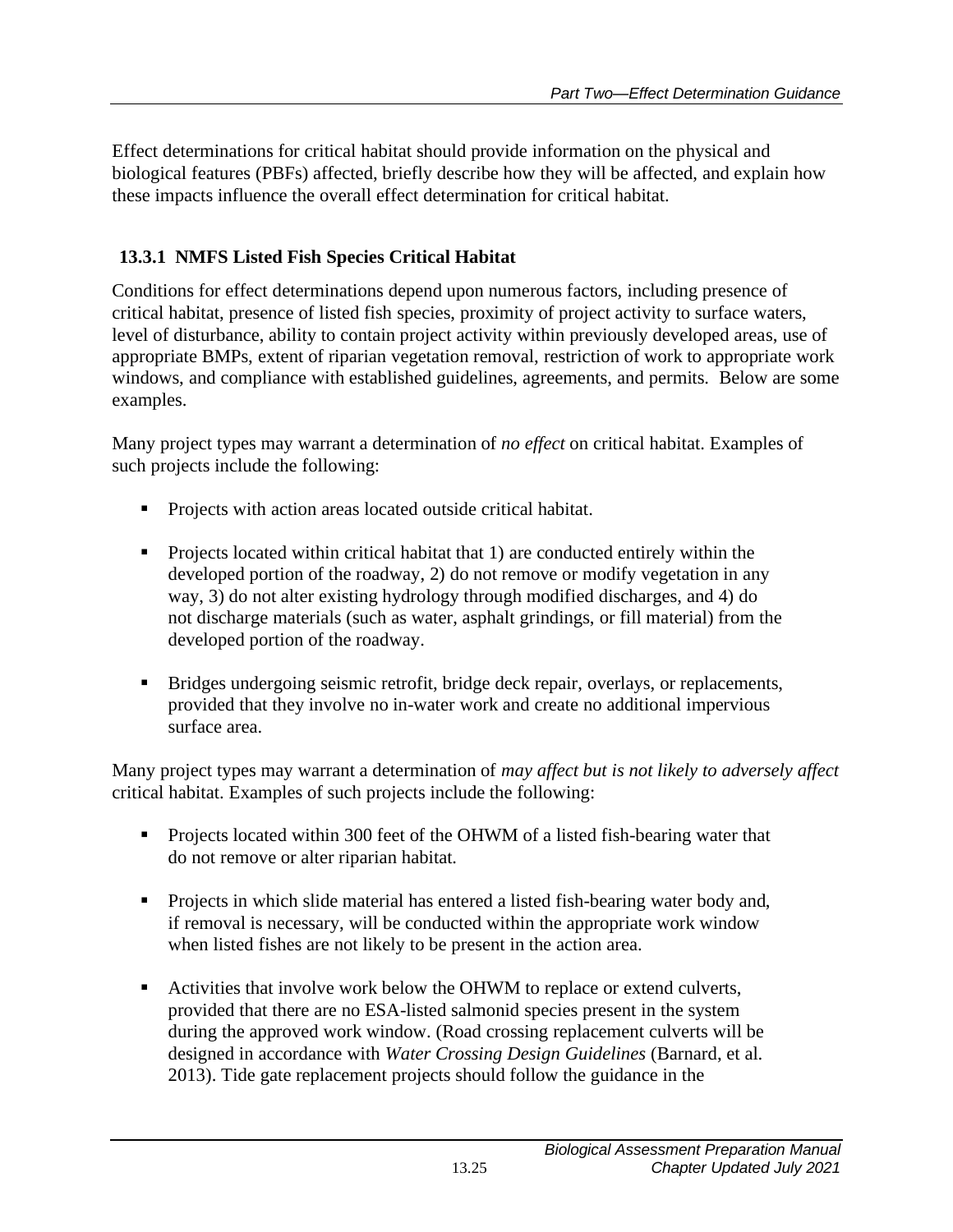Effect determinations for critical habitat should provide information on the physical and biological features (PBFs) affected, briefly describe how they will be affected, and explain how these impacts influence the overall effect determination for critical habitat.

### 13.3.1 NMFS Listed Fish Species Critical Habitat

Conditions for effect determinations depend upon numerous factors, including presence of critical habitat, presence of listed fish species, proximity of project activity to surface waters, level of disturbance, ability to contain project activity within previously developed areas, use of appropriate BMPs, extent of riparian vegetation removal, restriction of work to appropriate work windows, and compliance with established guidelines, agreements, and permits. Below are some examples.

Many project types may warrant a determination of *no effect* on critical habitat. Examples of such projects include the following:

- Projects with action areas located outside critical habitat.
- Projects located within critical habitat that 1) are conducted entirely within the developed portion of the roadway, 2) do not remove or modify vegetation in any way, 3) do not alter existing hydrology through modified discharges, and 4) do not discharge materials (such as water, asphalt grindings, or fill material) from the developed portion of the roadway.
- Bridges undergoing seismic retrofit, bridge deck repair, overlays, or replacements, provided that they involve no in-water work and create no additional impervious surface area.

Many project types may warrant a determination of *may affect but is not likely to adversely affect* critical habitat. Examples of such projects include the following:

- Projects located within 300 feet of the OHWM of a listed fish-bearing water that do not remove or alter riparian habitat.
- Projects in which slide material has entered a listed fish-bearing water body and, if removal is necessary, will be conducted within the appropriate work window when listed fishes are not likely to be present in the action area.
- Activities that involve work below the OHWM to replace or extend culverts, provided that there are no ESA-listed salmonid species present in the system during the approved work window. (Road crossing replacement culverts will be designed in accordance with *Water Crossing Design Guidelines* (Barnard, et al. 2013). Tide gate replacement projects should follow the guidance in the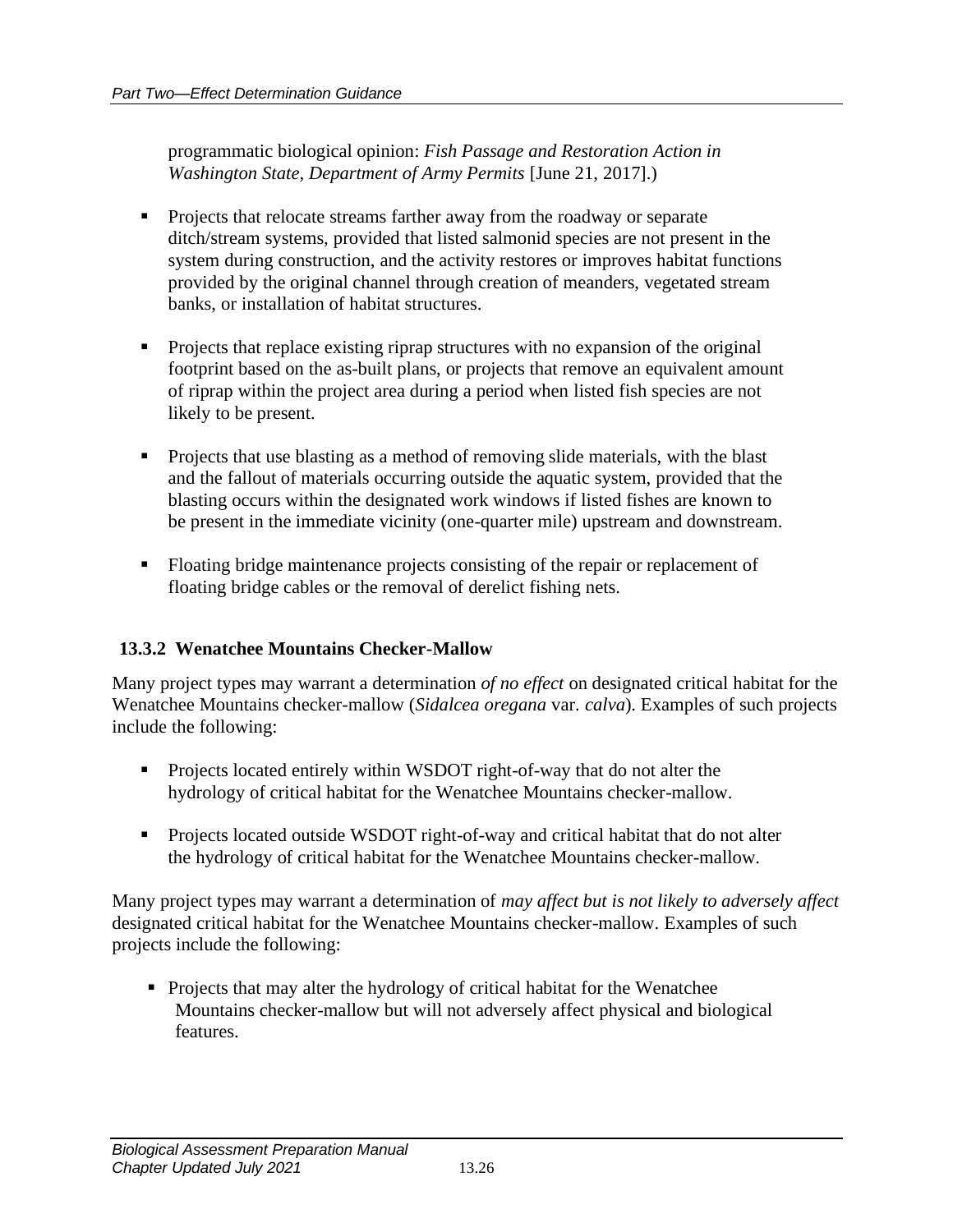programmatic biological opinion: *Fish Passage and Restoration Action in Washington State, Department of Army Permits* [June 21, 2017].)

- Projects that relocate streams farther away from the roadway or separate ditch/stream systems, provided that listed salmonid species are not present in the system during construction, and the activity restores or improves habitat functions provided by the original channel through creation of meanders, vegetated stream banks, or installation of habitat structures.

- Projects that replace existing riprap structures with no expansion of the original footprint based on the as-built plans, or projects that remove an equivalent amount of riprap within the project area during a period when listed fish species are not likely to be present.

- Projects that use blasting as a method of removing slide materials, with the blast and the fallout of materials occurring outside the aquatic system, provided that the blasting occurs within the designated work windows if listed fishes are known to be present in the immediate vicinity (one-quarter mile) upstream and downstream.

- Floating bridge maintenance projects consisting of the repair or replacement of floating bridge cables or the removal of derelict fishing nets.

### 13.3.2 Wenatchee Mountains Checker-Mallow

Many project types may warrant a determination *of no effect* on designated critical habitat for the Wenatchee Mountains checker-mallow (*Sidalcea oregana* var. *calva*). Examples of such projects include the following:

- Projects located entirely within WSDOT right-of-way that do not alter the hydrology of critical habitat for the Wenatchee Mountains checker-mallow.

- Projects located outside WSDOT right-of-way and critical habitat that do not alter the hydrology of critical habitat for the Wenatchee Mountains checker-mallow.

Many project types may warrant a determination of *may affect but is not likely to adversely affect* designated critical habitat for the Wenatchee Mountains checker-mallow. Examples of such projects include the following:

- Projects that may alter the hydrology of critical habitat for the Wenatchee Mountains checker-mallow but will not adversely affect physical and biological features.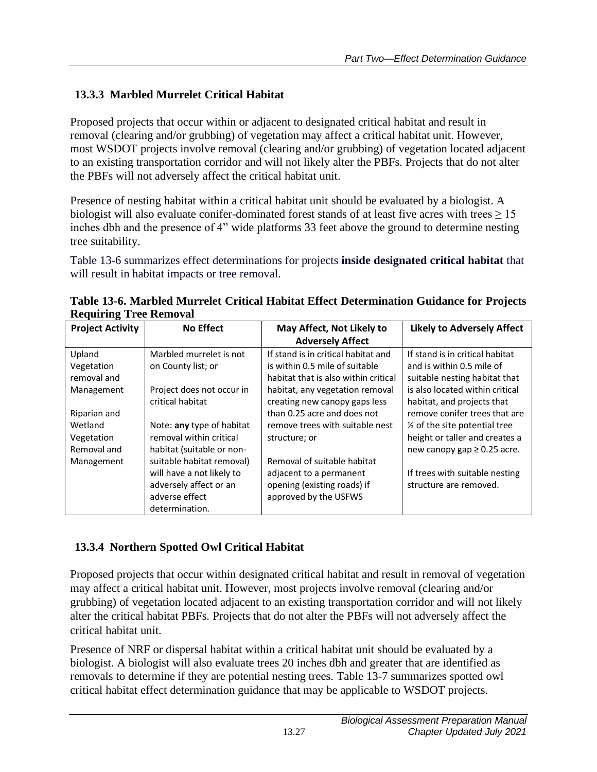### 13.3.3 Marbled Murrelet Critical Habitat

Proposed projects that occur within or adjacent to designated critical habitat and result in removal (clearing and/or grubbing) of vegetation may affect a critical habitat unit. However, most WSDOT projects involve removal (clearing and/or grubbing) of vegetation located adjacent to an existing transportation corridor and will not likely alter the PBFs. Projects that do not alter the PBFs will not adversely affect the critical habitat unit.

Presence of nesting habitat within a critical habitat unit should be evaluated by a biologist. A biologist will also evaluate conifer-dominated forest stands of at least five acres with trees ≥ 15 inches dbh and the presence of 4" wide platforms 33 feet above the ground to determine nesting tree suitability.

Table 13-6 summarizes effect determinations for projects **inside designated critical habitat** that will result in habitat impacts or tree removal.

**Table 13-6. Marbled Murrelet Critical Habitat Effect Determination Guidance for Projects Requiring Tree Removal**

| Project Activity | No Effect | May Affect, Not Likely to Adversely Affect | Likely to Adversely Affect |
|---|---|---|---|
| Upland Vegetation removal and Management<br><br>Riparian and Wetland Vegetation Removal and Management | Marbled murrelet is not on County list; or<br><br>Project does not occur in critical habitat<br><br>Note: **any** type of habitat removal within critical habitat (suitable or non-suitable habitat removal) will have a not likely to adversely affect or an adverse effect determination. | If stand is in critical habitat and is within 0.5 mile of suitable habitat that is also within critical habitat, any vegetation removal creating new canopy gaps less than 0.25 acre and does not remove trees with suitable nest structure; or<br><br>Removal of suitable habitat adjacent to a permanent opening (existing roads) if approved by the USFWS | If stand is in critical habitat and is within 0.5 mile of suitable nesting habitat that is also located within critical habitat, and projects that remove conifer trees that are ½ of the site potential tree height or taller and creates a new canopy gap ≥ 0.25 acre.<br><br>If trees with suitable nesting structure are removed. |

### 13.3.4 Northern Spotted Owl Critical Habitat

Proposed projects that occur within designated critical habitat and result in removal of vegetation may affect a critical habitat unit. However, most projects involve removal (clearing and/or grubbing) of vegetation located adjacent to an existing transportation corridor and will not likely alter the critical habitat PBFs. Projects that do not alter the PBFs will not adversely affect the critical habitat unit.

Presence of NRF or dispersal habitat within a critical habitat unit should be evaluated by a biologist. A biologist will also evaluate trees 20 inches dbh and greater that are identified as removals to determine if they are potential nesting trees. Table 13-7 summarizes spotted owl critical habitat effect determination guidance that may be applicable to WSDOT projects.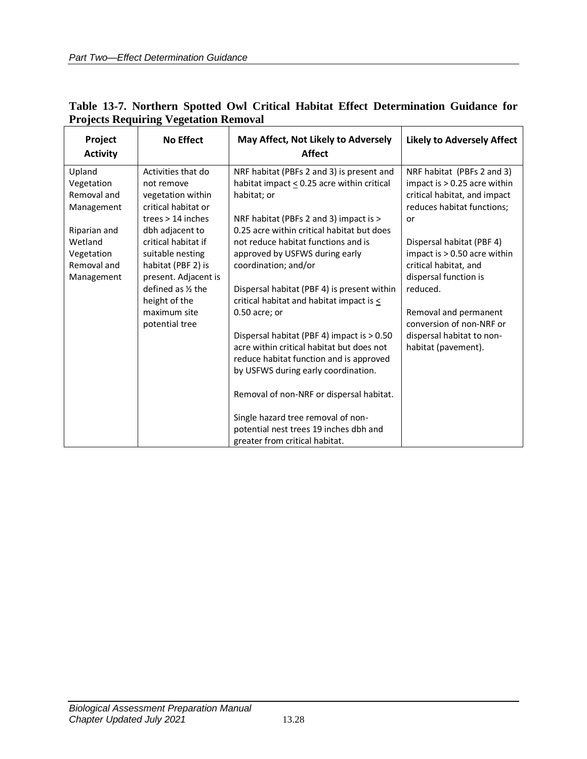**Table 13-7. Northern Spotted Owl Critical Habitat Effect Determination Guidance for Projects Requiring Vegetation Removal**

| Project Activity | No Effect | May Affect, Not Likely to Adversely Affect | Likely to Adversely Affect |
|---|---|---|---|
| Upland Vegetation Removal and Management<br><br>Riparian and Wetland Vegetation Removal and Management | Activities that do not remove vegetation within critical habitat or trees > 14 inches dbh adjacent to critical habitat if suitable nesting habitat (PBF 2) is present. Adjacent is defined as ½ the height of the maximum site potential tree | NRF habitat (PBFs 2 and 3) is present and habitat impact ≤ 0.25 acre within critical habitat; or<br><br>NRF habitat (PBFs 2 and 3) impact is > 0.25 acre within critical habitat but does not reduce habitat functions and is approved by USFWS during early coordination; and/or<br><br>Dispersal habitat (PBF 4) is present within critical habitat and habitat impact is ≤ 0.50 acre; or<br><br>Dispersal habitat (PBF 4) impact is > 0.50 acre within critical habitat but does not reduce habitat function and is approved by USFWS during early coordination.<br><br>Removal of non-NRF or dispersal habitat.<br><br>Single hazard tree removal of non-potential nest trees 19 inches dbh and greater from critical habitat. | NRF habitat (PBFs 2 and 3) impact is > 0.25 acre within critical habitat, and impact reduces habitat functions; or<br><br>Dispersal habitat (PBF 4) impact is > 0.50 acre within critical habitat, and dispersal function is reduced.<br><br>Removal and permanent conversion of non-NRF or dispersal habitat to non-habitat (pavement). |